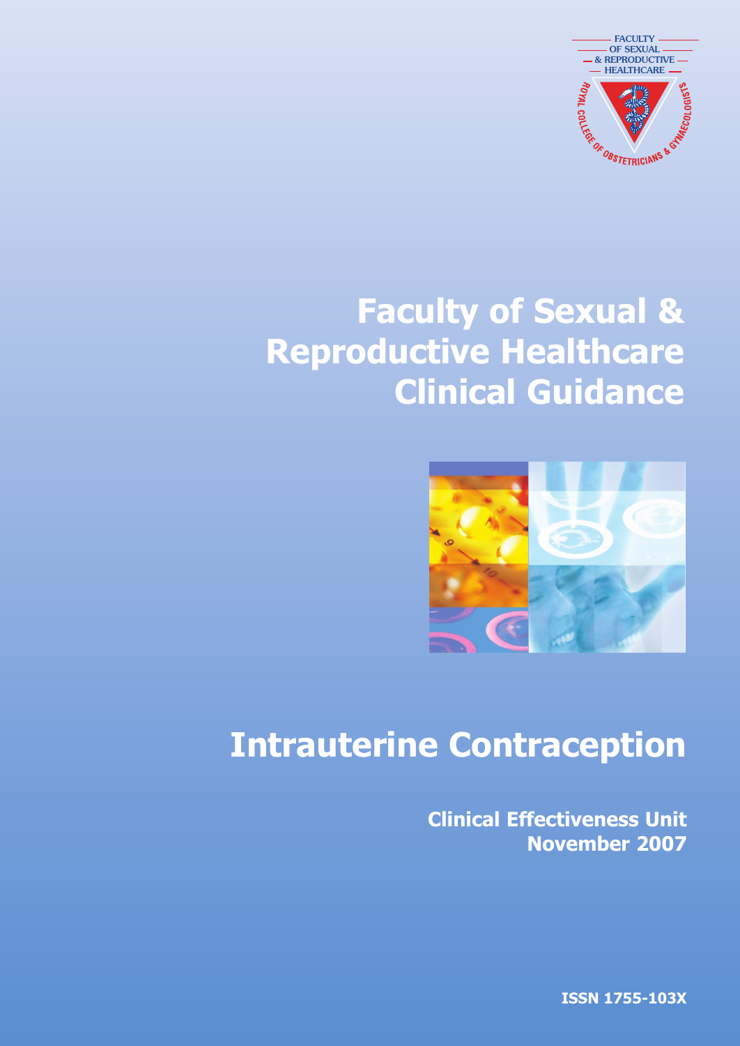FACULTY OF SEXUAL & REPRODUCTIVE HEALTHCARE

ROYAL COLLEGE OF OBSTETRICIANS & GYNAECOLOGISTS

# Faculty of Sexual & Reproductive Healthcare Clinical Guidance

# Intrauterine Contraception

**Clinical Effectiveness Unit**
**November 2007**

**ISSN 1755-103X**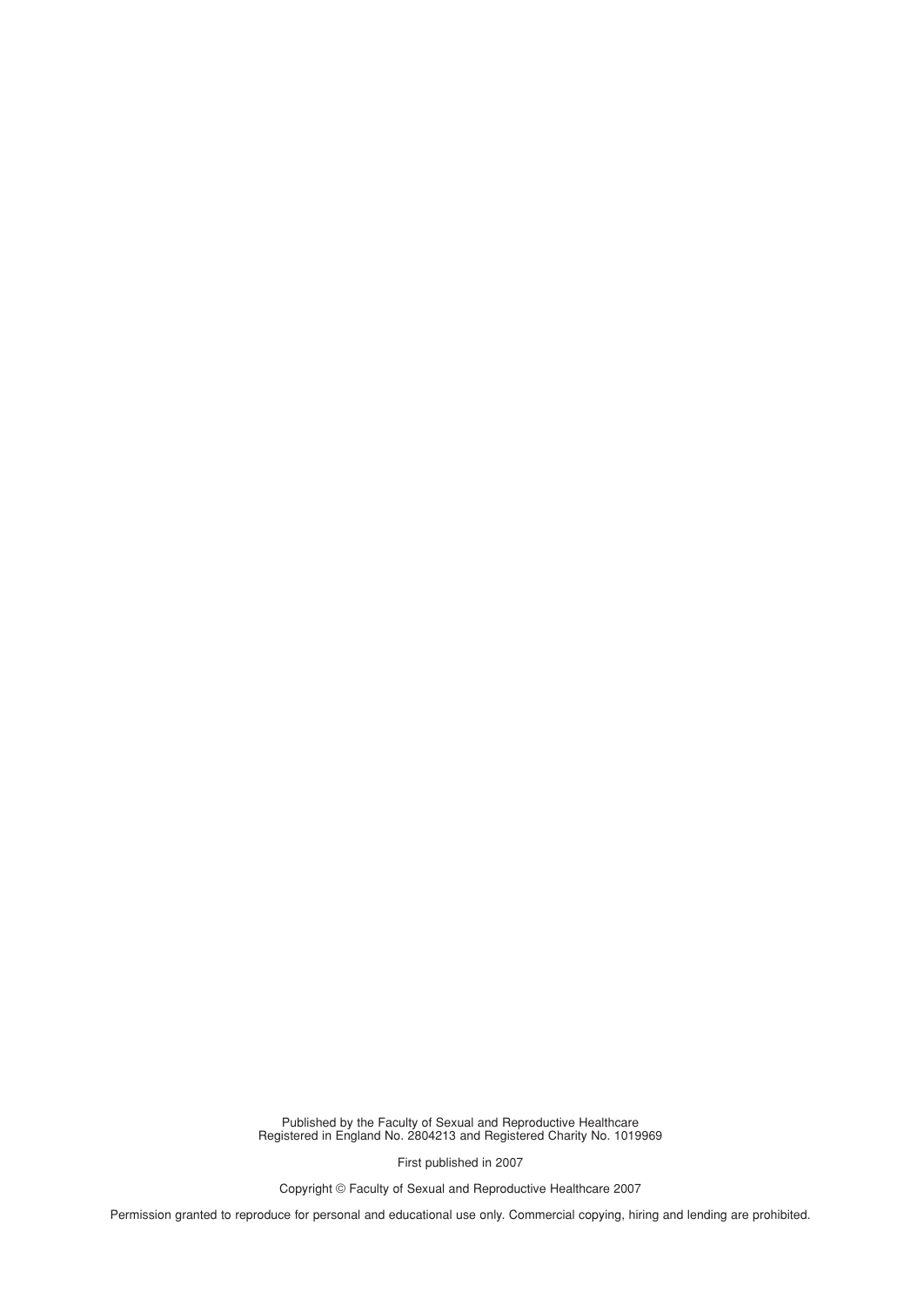Published by the Faculty of Sexual and Reproductive Healthcare
Registered in England No. 2804213 and Registered Charity No. 1019969

First published in 2007

Copyright © Faculty of Sexual and Reproductive Healthcare 2007

Permission granted to reproduce for personal and educational use only. Commercial copying, hiring and lending are prohibited.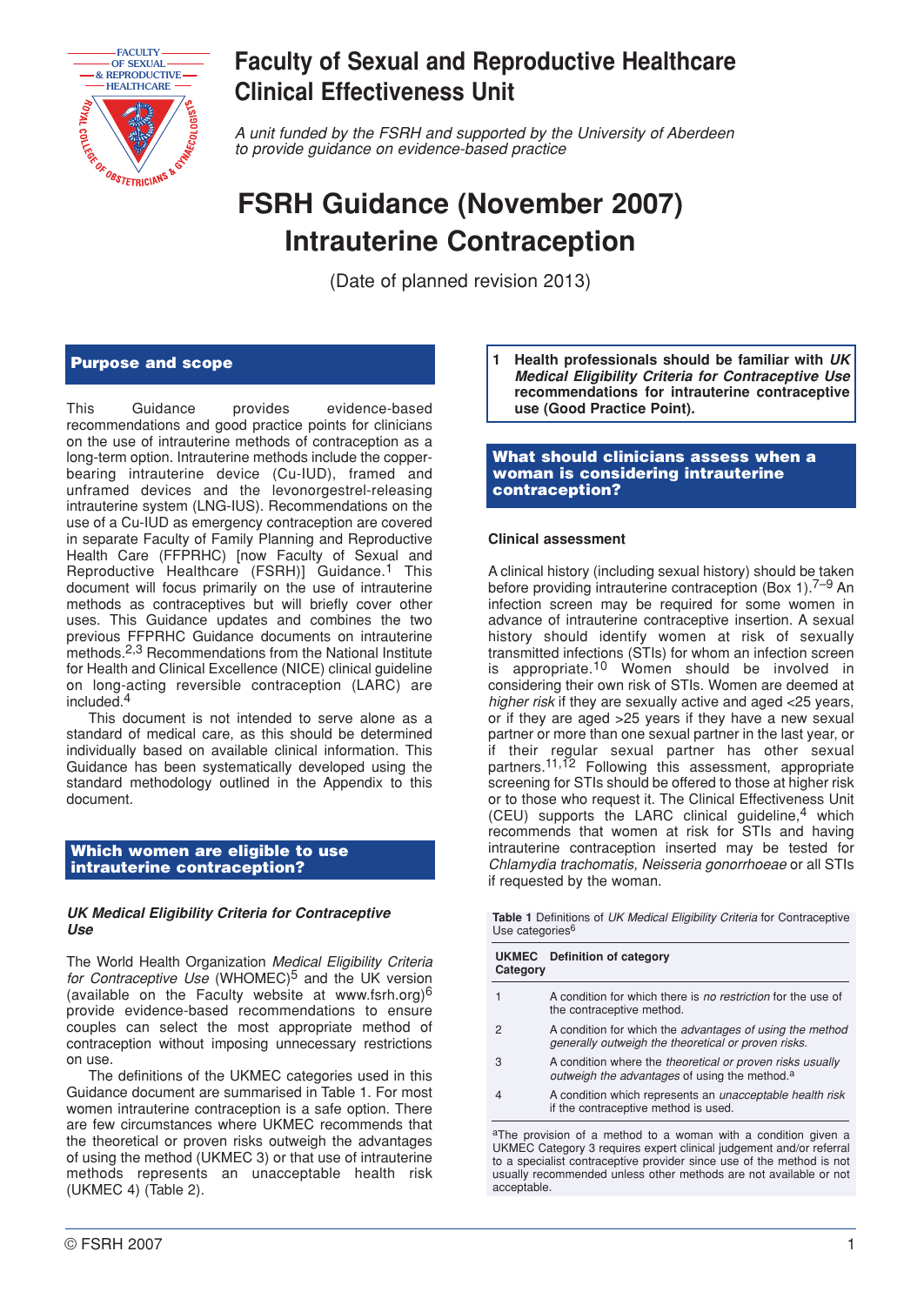# Faculty of Sexual and Reproductive Healthcare Clinical Effectiveness Unit

*A unit funded by the FSRH and supported by the University of Aberdeen to provide guidance on evidence-based practice*

# FSRH Guidance (November 2007) Intrauterine Contraception

(Date of planned revision 2013)

## Purpose and scope

This Guidance provides evidence-based recommendations and good practice points for clinicians on the use of intrauterine methods of contraception as a long-term option. Intrauterine methods include the copper-bearing intrauterine device (Cu-IUD), framed and unframed devices and the levonorgestrel-releasing intrauterine system (LNG-IUS). Recommendations on the use of a Cu-IUD as emergency contraception are covered in separate Faculty of Family Planning and Reproductive Health Care (FFPRHC) [now Faculty of Sexual and Reproductive Healthcare (FSRH)] Guidance.[1] This document will focus primarily on the use of intrauterine methods as contraceptives but will briefly cover other uses. This Guidance updates and combines the two previous FFPRHC Guidance documents on intrauterine methods.[2,3] Recommendations from the National Institute for Health and Clinical Excellence (NICE) clinical guideline on long-acting reversible contraception (LARC) are included.[4]

This document is not intended to serve alone as a standard of medical care, as this should be determined individually based on available clinical information. This Guidance has been systematically developed using the standard methodology outlined in the Appendix to this document.

## Which women are eligible to use intrauterine contraception?

### *UK Medical Eligibility Criteria for Contraceptive Use*

The World Health Organization *Medical Eligibility Criteria for Contraceptive Use* (WHOMEC)[5] and the UK version (available on the Faculty website at www.fsrh.org)[6] provide evidence-based recommendations to ensure couples can select the most appropriate method of contraception without imposing unnecessary restrictions on use.

The definitions of the UKMEC categories used in this Guidance document are summarised in Table 1. For most women intrauterine contraception is a safe option. There are few circumstances where UKMEC recommends that the theoretical or proven risks outweigh the advantages of using the method (UKMEC 3) or that use of intrauterine methods represents an unacceptable health risk (UKMEC 4) (Table 2).

**1 Health professionals should be familiar with *UK Medical Eligibility Criteria for Contraceptive Use* recommendations for intrauterine contraceptive use (Good Practice Point).**

## What should clinicians assess when a woman is considering intrauterine contraception?

### Clinical assessment

A clinical history (including sexual history) should be taken before providing intrauterine contraception (Box 1).[7–9] An infection screen may be required for some women in advance of intrauterine contraceptive insertion. A sexual history should identify women at risk of sexually transmitted infections (STIs) for whom an infection screen is appropriate.[10] Women should be involved in considering their own risk of STIs. Women are deemed at *higher risk* if they are sexually active and aged <25 years, or if they are aged >25 years if they have a new sexual partner or more than one sexual partner in the last year, or if their regular sexual partner has other sexual partners.[11,12] Following this assessment, appropriate screening for STIs should be offered to those at higher risk or to those who request it. The Clinical Effectiveness Unit (CEU) supports the LARC clinical guideline,[4] which recommends that women at risk for STIs and having intrauterine contraception inserted may be tested for *Chlamydia trachomatis, Neisseria gonorrhoeae* or all STIs if requested by the woman.

**Table 1** Definitions of *UK Medical Eligibility Criteria* for Contraceptive Use categories[6]

| UKMEC Category | Definition of category |
|---|---|
| 1 | A condition for which there is *no restriction* for the use of the contraceptive method. |
| 2 | A condition for which the *advantages of using the method generally outweigh the theoretical or proven risks.* |
| 3 | A condition where the *theoretical or proven risks usually outweigh the advantages* of using the method.[a] |
| 4 | A condition which represents an *unacceptable health risk* if the contraceptive method is used. |

[a]The provision of a method to a woman with a condition given a UKMEC Category 3 requires expert clinical judgement and/or referral to a specialist contraceptive provider since use of the method is not usually recommended unless other methods are not available or not acceptable.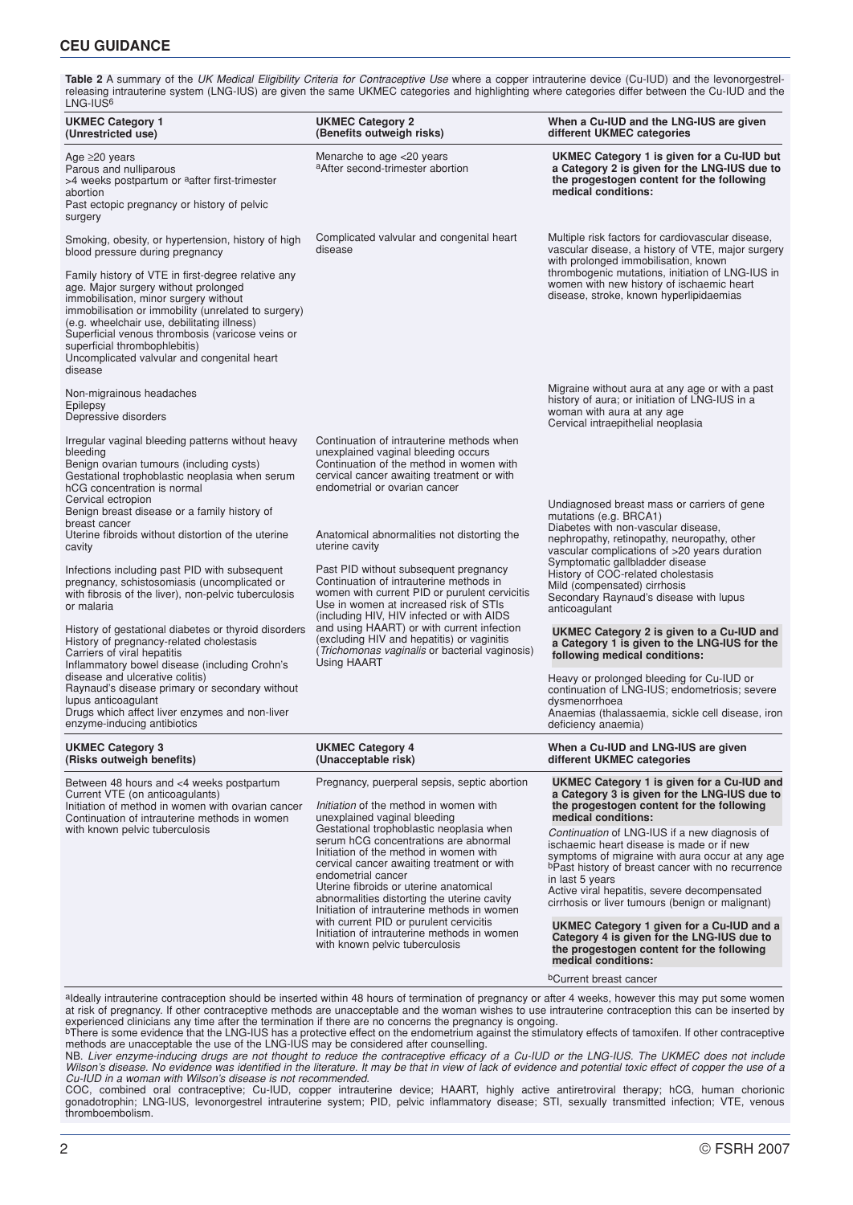**Table 2** A summary of the *UK Medical Eligibility Criteria for Contraceptive Use* where a copper intrauterine device (Cu-IUD) and the levonorgestrel-releasing intrauterine system (LNG-IUS) are given the same UKMEC categories and highlighting where categories differ between the Cu-IUD and the LNG-IUS[6]

| UKMEC Category 1 (Unrestricted use) | UKMEC Category 2 (Benefits outweigh risks) | When a Cu-IUD and the LNG-IUS are given different UKMEC categories |
|---|---|---|
| Age ≥20 years<br>Parous and nulliparous<br>>4 weeks postpartum or [a]after first-trimester abortion<br>Past ectopic pregnancy or history of pelvic surgery | Menarche to age <20 years<br>[a]After second-trimester abortion | **UKMEC Category 1 is given for a Cu-IUD but a Category 2 is given for the LNG-IUS due to the progestogen content for the following medical conditions:** |
| Smoking, obesity, or hypertension, history of high blood pressure during pregnancy<br>Family history of VTE in first-degree relative any age. Major surgery without prolonged immobilisation, minor surgery without immobilisation or immobility (unrelated to surgery) (e.g. wheelchair use, debilitating illness)<br>Superficial venous thrombosis (varicose veins or superficial thrombophlebitis)<br>Uncomplicated valvular and congenital heart disease | Complicated valvular and congenital heart disease | Multiple risk factors for cardiovascular disease, vascular disease, a history of VTE, major surgery with prolonged immobilisation, known thrombogenic mutations, initiation of LNG-IUS in women with new history of ischaemic heart disease, stroke, known hyperlipidaemias |
| Non-migrainous headaches<br>Epilepsy<br>Depressive disorders | | Migraine without aura at any age or with a past history of aura; or initiation of LNG-IUS in a woman with aura at any age<br>Cervical intraepithelial neoplasia |
| Irregular vaginal bleeding patterns without heavy bleeding<br>Benign ovarian tumours (including cysts)<br>Gestational trophoblastic neoplasia when serum hCG concentration is normal<br>Cervical ectropion<br>Benign breast disease or a family history of breast cancer<br>Uterine fibroids without distortion of the uterine cavity | Continuation of intrauterine methods when unexplained vaginal bleeding occurs<br>Continuation of the method in women with cervical cancer awaiting treatment or with endometrial or ovarian cancer<br>Anatomical abnormalities not distorting the uterine cavity | Undiagnosed breast mass or carriers of gene mutations (e.g. BRCA1)<br>Diabetes with non-vascular disease, nephropathy, retinopathy, neuropathy, other vascular complications of >20 years duration<br>Symptomatic gallbladder disease<br>History of COC-related cholestasis<br>Mild (compensated) cirrhosis<br>Secondary Raynaud's disease with lupus anticoagulant |
| Infections including past PID with subsequent pregnancy, schistosomiasis (uncomplicated or with fibrosis of the liver), non-pelvic tuberculosis or malaria<br>History of gestational diabetes or thyroid disorders<br>History of pregnancy-related cholestasis<br>Carriers of viral hepatitis<br>Inflammatory bowel disease (including Crohn's disease and ulcerative colitis)<br>Raynaud's disease primary or secondary without lupus anticoagulant<br>Drugs which affect liver enzymes and non-liver enzyme-inducing antibiotics | Past PID without subsequent pregnancy<br>Continuation of intrauterine methods in women with current PID or purulent cervicitis<br>Use in women at increased risk of STIs (including HIV, HIV infected or with AIDS and using HAART) or with current infection (excluding HIV and hepatitis) or vaginitis (*Trichomonas vaginalis* or bacterial vaginosis)<br>Using HAART | **UKMEC Category 2 is given to a Cu-IUD and a Category 1 is given to the LNG-IUS for the following medical conditions:**<br>Heavy or prolonged bleeding for Cu-IUD or continuation of LNG-IUS; endometriosis; severe dysmenorrhoea<br>Anaemias (thalassaemia, sickle cell disease, iron deficiency anaemia) |
| **UKMEC Category 3 (Risks outweigh benefits)** | **UKMEC Category 4 (Unacceptable risk)** | **When a Cu-IUD and LNG-IUS are given different UKMEC categories** |
| Between 48 hours and <4 weeks postpartum<br>Current VTE (on anticoagulants)<br>Initiation of method in women with ovarian cancer<br>Continuation of intrauterine methods in women with known pelvic tuberculosis | Pregnancy, puerperal sepsis, septic abortion<br>*Initiation* of the method in women with unexplained vaginal bleeding<br>Gestational trophoblastic neoplasia when serum hCG concentrations are abnormal<br>Initiation of the method in women with cervical cancer awaiting treatment or with endometrial cancer<br>Uterine fibroids or uterine anatomical abnormalities distorting the uterine cavity<br>Initiation of intrauterine methods in women with current PID or purulent cervicitis<br>Initiation of intrauterine methods in women with known pelvic tuberculosis | **UKMEC Category 1 is given for a Cu-IUD and a Category 3 is given for the LNG-IUS due to the progestogen content for the following medical conditions:**<br>*Continuation* of LNG-IUS if a new diagnosis of ischaemic heart disease is made or if new symptoms of migraine with aura occur at any age<br>[b]Past history of breast cancer with no recurrence in last 5 years<br>Active viral hepatitis, severe decompensated cirrhosis or liver tumours (benign or malignant)<br>**UKMEC Category 1 given for a Cu-IUD and a Category 4 is given for the LNG-IUS due to the progestogen content for the following medical conditions:**<br>[b]Current breast cancer |

[a]Ideally intrauterine contraception should be inserted within 48 hours of termination of pregnancy or after 4 weeks, however this may put some women at risk of pregnancy. If other contraceptive methods are unacceptable and the woman wishes to use intrauterine contraception this can be inserted by experienced clinicians any time after the termination if there are no concerns the pregnancy is ongoing.
[b]There is some evidence that the LNG-IUS has a protective effect on the endometrium against the stimulatory effects of tamoxifen. If other contraceptive methods are unacceptable the use of the LNG-IUS may be considered after counselling.
NB. *Liver enzyme-inducing drugs are not thought to reduce the contraceptive efficacy of a Cu-IUD or the LNG-IUS. The UKMEC does not include Wilson's disease. No evidence was identified in the literature. It may be that in view of lack of evidence and potential toxic effect of copper the use of a Cu-IUD in a woman with Wilson's disease is not recommended.*
COC, combined oral contraceptive; Cu-IUD, copper intrauterine device; HAART, highly active antiretroviral therapy; hCG, human chorionic gonadotrophin; LNG-IUS, levonorgestrel intrauterine system; PID, pelvic inflammatory disease; STI, sexually transmitted infection; VTE, venous thromboembolism.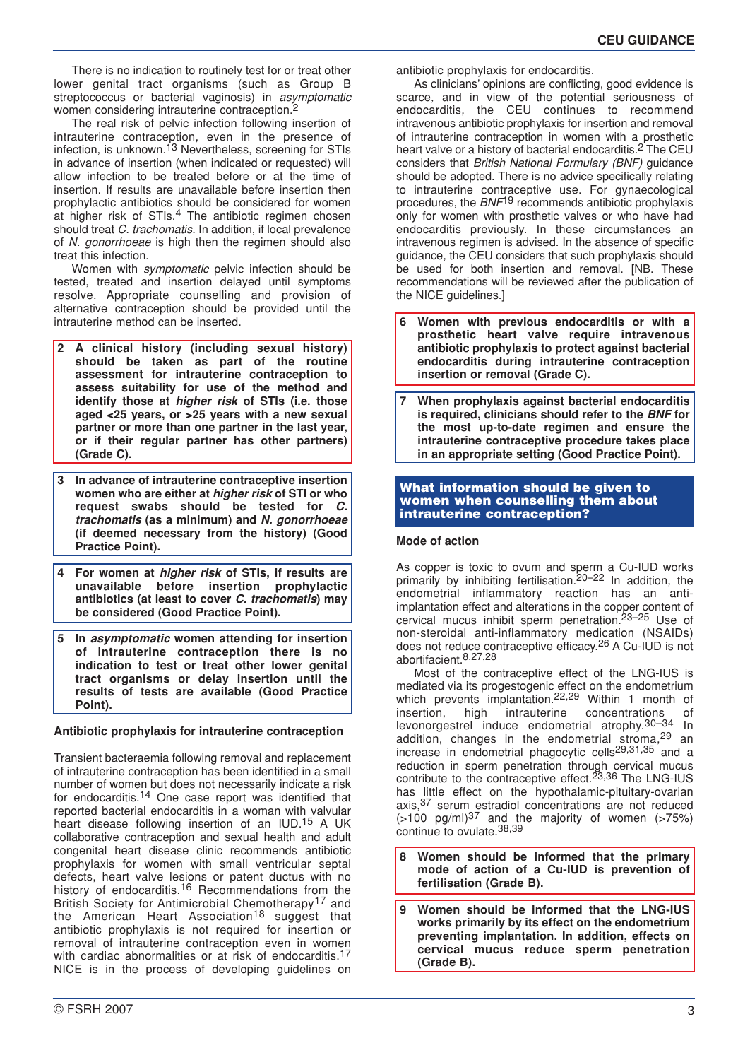There is no indication to routinely test for or treat other lower genital tract organisms (such as Group B streptococcus or bacterial vaginosis) in *asymptomatic* women considering intrauterine contraception.[2]

The real risk of pelvic infection following insertion of intrauterine contraception, even in the presence of infection, is unknown.[13] Nevertheless, screening for STIs in advance of insertion (when indicated or requested) will allow infection to be treated before or at the time of insertion. If results are unavailable before insertion then prophylactic antibiotics should be considered for women at higher risk of STIs.[4] The antibiotic regimen chosen should treat *C. trachomatis*. In addition, if local prevalence of *N. gonorrhoeae* is high then the regimen should also treat this infection.

Women with *symptomatic* pelvic infection should be tested, treated and insertion delayed until symptoms resolve. Appropriate counselling and provision of alternative contraception should be provided until the intrauterine method can be inserted.

> **2 A clinical history (including sexual history) should be taken as part of the routine assessment for intrauterine contraception to assess suitability for use of the method and identify those at *higher risk* of STIs (i.e. those aged <25 years, or >25 years with a new sexual partner or more than one partner in the last year, or if their regular partner has other partners) (Grade C).**

> **3 In advance of intrauterine contraceptive insertion women who are either at *higher risk* of STI or who request swabs should be tested for *C. trachomatis* (as a minimum) and *N. gonorrhoeae* (if deemed necessary from the history) (Good Practice Point).**

> **4 For women at *higher risk* of STIs, if results are unavailable before insertion prophylactic antibiotics (at least to cover *C. trachomatis*) may be considered (Good Practice Point).**

> **5 In *asymptomatic* women attending for insertion of intrauterine contraception there is no indication to test or treat other lower genital tract organisms or delay insertion until the results of tests are available (Good Practice Point).**

### Antibiotic prophylaxis for intrauterine contraception

Transient bacteraemia following removal and replacement of intrauterine contraception has been identified in a small number of women but does not necessarily indicate a risk for endocarditis.[14] One case report was identified that reported bacterial endocarditis in a woman with valvular heart disease following insertion of an IUD.[15] A UK collaborative contraception and sexual health and adult congenital heart disease clinic recommends antibiotic prophylaxis for women with small ventricular septal defects, heart valve lesions or patent ductus with no history of endocarditis.[16] Recommendations from the British Society for Antimicrobial Chemotherapy[17] and the American Heart Association[18] suggest that antibiotic prophylaxis is not required for insertion or removal of intrauterine contraception even in women with cardiac abnormalities or at risk of endocarditis.[17] NICE is in the process of developing guidelines on antibiotic prophylaxis for endocarditis.

As clinicians' opinions are conflicting, good evidence is scarce, and in view of the potential seriousness of endocarditis, the CEU continues to recommend intravenous antibiotic prophylaxis for insertion and removal of intrauterine contraception in women with a prosthetic heart valve or a history of bacterial endocarditis.[2] The CEU considers that *British National Formulary (BNF)* guidance should be adopted. There is no advice specifically relating to intrauterine contraceptive use. For gynaecological procedures, the *BNF*[19] recommends antibiotic prophylaxis only for women with prosthetic valves or who have had endocarditis previously. In these circumstances an intravenous regimen is advised. In the absence of specific guidance, the CEU considers that such prophylaxis should be used for both insertion and removal. [NB. These recommendations will be reviewed after the publication of the NICE guidelines.]

> **6 Women with previous endocarditis or with a prosthetic heart valve require intravenous antibiotic prophylaxis to protect against bacterial endocarditis during intrauterine contraception insertion or removal (Grade C).**

> **7 When prophylaxis against bacterial endocarditis is required, clinicians should refer to the *BNF* for the most up-to-date regimen and ensure the intrauterine contraceptive procedure takes place in an appropriate setting (Good Practice Point).**

## What information should be given to women when counselling them about intrauterine contraception?

### Mode of action

As copper is toxic to ovum and sperm a Cu-IUD works primarily by inhibiting fertilisation.[20–22] In addition, the endometrial inflammatory reaction has an anti-implantation effect and alterations in the copper content of cervical mucus inhibit sperm penetration.[23–25] Use of non-steroidal anti-inflammatory medication (NSAIDs) does not reduce contraceptive efficacy.[26] A Cu-IUD is not abortifacient.[8,27,28]

Most of the contraceptive effect of the LNG-IUS is mediated via its progestogenic effect on the endometrium which prevents implantation.[22,29] Within 1 month of insertion, high intrauterine concentrations of levonorgestrel induce endometrial atrophy.[30–34] In addition, changes in the endometrial stroma,[29] an increase in endometrial phagocytic cells[29,31,35] and a reduction in sperm penetration through cervical mucus contribute to the contraceptive effect.[23,36] The LNG-IUS has little effect on the hypothalamic-pituitary-ovarian axis,[37] serum estradiol concentrations are not reduced (>100 pg/ml)[37] and the majority of women (>75%) continue to ovulate.[38,39]

> **8 Women should be informed that the primary mode of action of a Cu-IUD is prevention of fertilisation (Grade B).**

> **9 Women should be informed that the LNG-IUS works primarily by its effect on the endometrium preventing implantation. In addition, effects on cervical mucus reduce sperm penetration (Grade B).**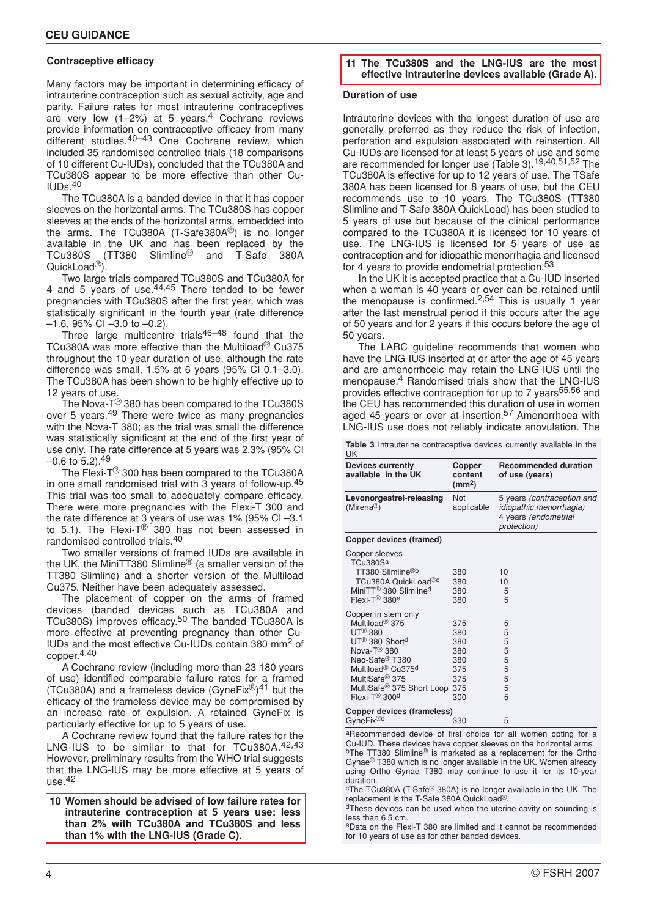### Contraceptive efficacy

Many factors may be important in determining efficacy of intrauterine contraception such as sexual activity, age and parity. Failure rates for most intrauterine contraceptives are very low (1–2%) at 5 years.[4] Cochrane reviews provide information on contraceptive efficacy from many different studies.[40–43] One Cochrane review, which included 35 randomised controlled trials (18 comparisons of 10 different Cu-IUDs), concluded that the TCu380A and TCu380S appear to be more effective than other Cu-IUDs.[40]

The TCu380A is a banded device in that it has copper sleeves on the horizontal arms. The TCu380S has copper sleeves at the ends of the horizontal arms, embedded into the arms. The TCu380A (T-Safe380A®) is no longer available in the UK and has been replaced by the TCu380S (TT380 Slimline® and T-Safe 380A QuickLoad®).

Two large trials compared TCu380S and TCu380A for 4 and 5 years of use.[44,45] There tended to be fewer pregnancies with TCu380S after the first year, which was statistically significant in the fourth year (rate difference –1.6, 95% CI –3.0 to –0.2).

Three large multicentre trials[46–48] found that the TCu380A was more effective than the Multiload® Cu375 throughout the 10-year duration of use, although the rate difference was small, 1.5% at 6 years (95% CI 0.1–3.0). The TCu380A has been shown to be highly effective up to 12 years of use.

The Nova-T® 380 has been compared to the TCu380S over 5 years.[49] There were twice as many pregnancies with the Nova-T 380; as the trial was small the difference was statistically significant at the end of the first year of use only. The rate difference at 5 years was 2.3% (95% CI –0.6 to 5.2).[49]

The Flexi-T® 300 has been compared to the TCu380A in one small randomised trial with 3 years of follow-up.[45] This trial was too small to adequately compare efficacy. There were more pregnancies with the Flexi-T 300 and the rate difference at 3 years of use was 1% (95% CI –3.1 to 5.1). The Flexi-T® 380 has not been assessed in randomised controlled trials.[40]

Two smaller versions of framed IUDs are available in the UK, the MiniTT380 Slimline® (a smaller version of the TT380 Slimline) and a shorter version of the Multiload Cu375. Neither have been adequately assessed.

The placement of copper on the arms of framed devices (banded devices such as TCu380A and TCu380S) improves efficacy.[50] The banded TCu380A is more effective at preventing pregnancy than other Cu-IUDs and the most effective Cu-IUDs contain 380 mm$^2$ of copper.[4,40]

A Cochrane review (including more than 23 180 years of use) identified comparable failure rates for a framed (TCu380A) and a frameless device (GyneFix®)[41] but the efficacy of the frameless device may be compromised by an increase rate of expulsion. A retained GyneFix is particularly effective for up to 5 years of use.

A Cochrane review found that the failure rates for the LNG-IUS to be similar to that for TCu380A.[42,43] However, preliminary results from the WHO trial suggests that the LNG-IUS may be more effective at 5 years of use.[42]

**10 Women should be advised of low failure rates for intrauterine contraception at 5 years use: less than 2% with TCu380A and TCu380S and less than 1% with the LNG-IUS (Grade C).**

**11 The TCu380S and the LNG-IUS are the most effective intrauterine devices available (Grade A).**

### Duration of use

Intrauterine devices with the longest duration of use are generally preferred as they reduce the risk of infection, perforation and expulsion associated with reinsertion. All Cu-IUDs are licensed for at least 5 years of use and some are recommended for longer use (Table 3).[19,40,51,52] The TCu380A is effective for up to 12 years of use. The TSafe 380A has been licensed for 8 years of use, but the CEU recommends use to 10 years. The TCu380S (TT380 Slimline and T-Safe 380A QuickLoad) has been studied to 5 years of use but because of the clinical performance compared to the TCu380A it is licensed for 10 years of use. The LNG-IUS is licensed for 5 years of use as contraception and for idiopathic menorrhagia and licensed for 4 years to provide endometrial protection.[53]

In the UK it is accepted practice that a Cu-IUD inserted when a woman is 40 years or over can be retained until the menopause is confirmed.[2,54] This is usually 1 year after the last menstrual period if this occurs after the age of 50 years and for 2 years if this occurs before the age of 50 years.

The LARC guideline recommends that women who have the LNG-IUS inserted at or after the age of 45 years and are amenorrhoeic may retain the LNG-IUS until the menopause.[4] Randomised trials show that the LNG-IUS provides effective contraception for up to 7 years[55,56] and the CEU has recommended this duration of use in women aged 45 years or over at insertion.[57] Amenorrhoea with LNG-IUS use does not reliably indicate anovulation. The

**Table 3** Intrauterine contraceptive devices currently available in the UK

| Devices currently available in the UK | Copper content (mm$^2$) | Recommended duration of use (years) |
|---|---|---|
| **Levonorgestrel-releasing** (Mirena®) | Not applicable | 5 years *(contraception and idiopathic menorrhagia)*; 4 years *(endometrial protection)* |
| **Copper devices (framed)** | | |
| Copper sleeves | | |
| TCu380S[a] | | |
| TT380 Slimline®[b] | 380 | 10 |
| TCu380A QuickLoad®[c] | 380 | 10 |
| MiniTT® 380 Slimline[d] | 380 | 5 |
| Flexi-T® 380[e] | 380 | 5 |
| Copper in stem only | | |
| Multiload® 375 | 375 | 5 |
| UT® 380 | 380 | 5 |
| UT® 380 Short[d] | 380 | 5 |
| Nova-T® 380 | 380 | 5 |
| Neo-Safe® T380 | 380 | 5 |
| Multiload® Cu375[d] | 375 | 5 |
| MultiSafe® 375 | 375 | 5 |
| MultiSafe® 375 Short Loop | 375 | 5 |
| Flexi-T® 300[d] | 300 | 5 |
| **Copper devices (frameless)** | | |
| GyneFix®[d] | 330 | 5 |

[a]Recommended device of first choice for all women opting for a Cu-IUD. These devices have copper sleeves on the horizontal arms.
[b]The TT380 Slimline® is marketed as a replacement for the Ortho Gynae® T380 which is no longer available in the UK. Women already using Ortho Gynae T380 may continue to use it for its 10-year duration.
[c]The TCu380A (T-Safe® 380A) is no longer available in the UK. The replacement is the T-Safe 380A QuickLoad®.
[d]These devices can be used when the uterine cavity on sounding is less than 6.5 cm.
[e]Data on the Flexi-T 380 are limited and it cannot be recommended for 10 years of use as for other banded devices.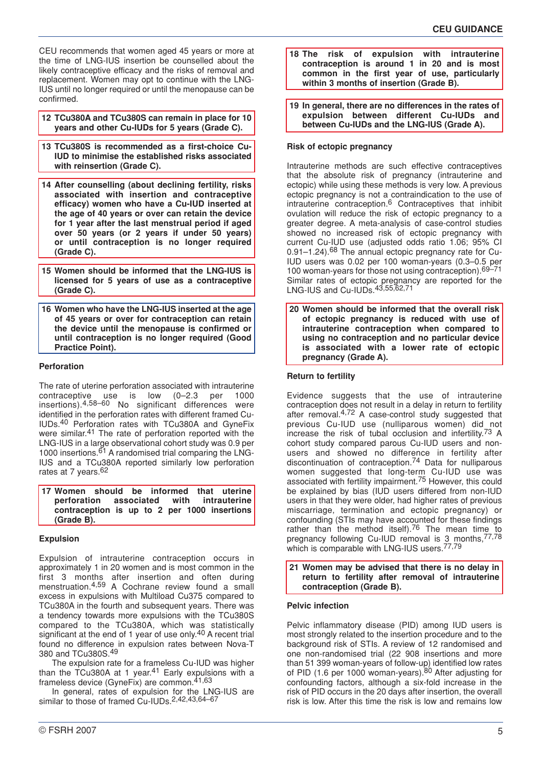CEU recommends that women aged 45 years or more at the time of LNG-IUS insertion be counselled about the likely contraceptive efficacy and the risks of removal and replacement. Women may opt to continue with the LNG-IUS until no longer required or until the menopause can be confirmed.

> **12 TCu380A and TCu380S can remain in place for 10 years and other Cu-IUDs for 5 years (Grade C).**

> **13 TCu380S is recommended as a first-choice Cu-IUD to minimise the established risks associated with reinsertion (Grade C).**

> **14 After counselling (about declining fertility, risks associated with insertion and contraceptive efficacy) women who have a Cu-IUD inserted at the age of 40 years or over can retain the device for 1 year after the last menstrual period if aged over 50 years (or 2 years if under 50 years) or until contraception is no longer required (Grade C).**

> **15 Women should be informed that the LNG-IUS is licensed for 5 years of use as a contraceptive (Grade C).**

> **16 Women who have the LNG-IUS inserted at the age of 45 years or over for contraception can retain the device until the menopause is confirmed or until contraception is no longer required (Good Practice Point).**

### Perforation

The rate of uterine perforation associated with intrauterine contraceptive use is low (0–2.3 per 1000 insertions).[4,58–60] No significant differences were identified in the perforation rates with different framed Cu-IUDs.[40] Perforation rates with TCu380A and GyneFix were similar.[41] The rate of perforation reported with the LNG-IUS in a large observational cohort study was 0.9 per 1000 insertions.[61] A randomised trial comparing the LNG-IUS and a TCu380A reported similarly low perforation rates at 7 years.[62]

> **17 Women should be informed that uterine perforation associated with intrauterine contraception is up to 2 per 1000 insertions (Grade B).**

### Expulsion

Expulsion of intrauterine contraception occurs in approximately 1 in 20 women and is most common in the first 3 months after insertion and often during menstruation.[4,59] A Cochrane review found a small excess in expulsions with Multiload Cu375 compared to TCu380A in the fourth and subsequent years. There was a tendency towards more expulsions with the TCu380S compared to the TCu380A, which was statistically significant at the end of 1 year of use only.[40] A recent trial found no difference in expulsion rates between Nova-T 380 and TCu380S.[49]

The expulsion rate for a frameless Cu-IUD was higher than the TCu380A at 1 year.[41] Early expulsions with a frameless device (GyneFix) are common.[41,63]

In general, rates of expulsion for the LNG-IUS are similar to those of framed Cu-IUDs.[2,42,43,64–67]

> **18 The risk of expulsion with intrauterine contraception is around 1 in 20 and is most common in the first year of use, particularly within 3 months of insertion (Grade B).**

> **19 In general, there are no differences in the rates of expulsion between different Cu-IUDs and between Cu-IUDs and the LNG-IUS (Grade A).**

### Risk of ectopic pregnancy

Intrauterine methods are such effective contraceptives that the absolute risk of pregnancy (intrauterine and ectopic) while using these methods is very low. A previous ectopic pregnancy is not a contraindication to the use of intrauterine contraception.[6] Contraceptives that inhibit ovulation will reduce the risk of ectopic pregnancy to a greater degree. A meta-analysis of case-control studies showed no increased risk of ectopic pregnancy with current Cu-IUD use (adjusted odds ratio 1.06; 95% CI 0.91–1.24).[68] The annual ectopic pregnancy rate for Cu-IUD users was 0.02 per 100 woman-years (0.3–0.5 per 100 woman-years for those not using contraception).[69–71] Similar rates of ectopic pregnancy are reported for the LNG-IUS and Cu-IUDs.[43,55,62,71]

> **20 Women should be informed that the overall risk of ectopic pregnancy is reduced with use of intrauterine contraception when compared to using no contraception and no particular device is associated with a lower rate of ectopic pregnancy (Grade A).**

### Return to fertility

Evidence suggests that the use of intrauterine contraception does not result in a delay in return to fertility after removal.[4,72] A case-control study suggested that previous Cu-IUD use (nulliparous women) did not increase the risk of tubal occlusion and infertility.[73] A cohort study compared parous Cu-IUD users and non-users and showed no difference in fertility after discontinuation of contraception.[74] Data for nulliparous women suggested that long-term Cu-IUD use was associated with fertility impairment.[75] However, this could be explained by bias (IUD users differed from non-IUD users in that they were older, had higher rates of previous miscarriage, termination and ectopic pregnancy) or confounding (STIs may have accounted for these findings rather than the method itself).[76] The mean time to pregnancy following Cu-IUD removal is 3 months,[77,78] which is comparable with LNG-IUS users.[77,79]

> **21 Women may be advised that there is no delay in return to fertility after removal of intrauterine contraception (Grade B).**

### Pelvic infection

Pelvic inflammatory disease (PID) among IUD users is most strongly related to the insertion procedure and to the background risk of STIs. A review of 12 randomised and one non-randomised trial (22 908 insertions and more than 51 399 woman-years of follow-up) identified low rates of PID (1.6 per 1000 woman-years).[80] After adjusting for confounding factors, although a six-fold increase in the risk of PID occurs in the 20 days after insertion, the overall risk is low. After this time the risk is low and remains low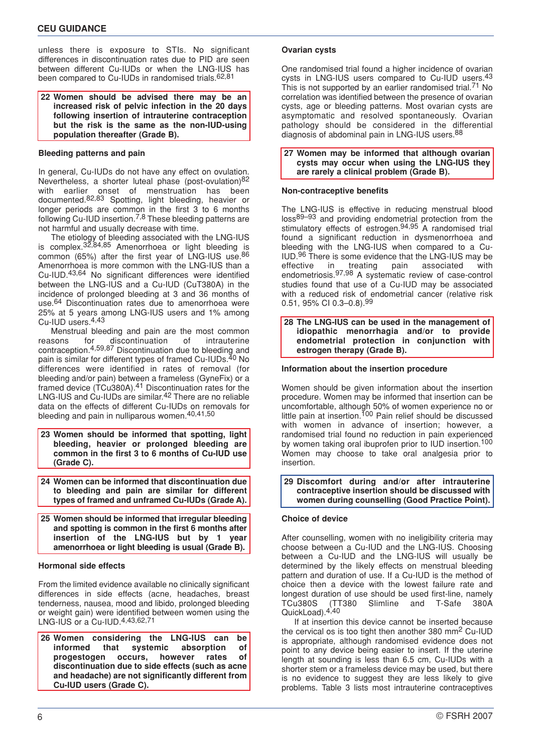unless there is exposure to STIs. No significant differences in discontinuation rates due to PID are seen between different Cu-IUDs or when the LNG-IUS has been compared to Cu-IUDs in randomised trials.[62,81]

**22 Women should be advised there may be an increased risk of pelvic infection in the 20 days following insertion of intrauterine contraception but the risk is the same as the non-IUD-using population thereafter (Grade B).**

### Bleeding patterns and pain

In general, Cu-IUDs do not have any effect on ovulation. Nevertheless, a shorter luteal phase (post-ovulation)[82] with earlier onset of menstruation has been documented.[82,83] Spotting, light bleeding, heavier or longer periods are common in the first 3 to 6 months following Cu-IUD insertion.[7,8] These bleeding patterns are not harmful and usually decrease with time.

The etiology of bleeding associated with the LNG-IUS is complex.[32,84,85] Amenorrhoea or light bleeding is common (65%) after the first year of LNG-IUS use.[86] Amenorrhoea is more common with the LNG-IUS than a Cu-IUD.[43,64] No significant differences were identified between the LNG-IUS and a Cu-IUD (CuT380A) in the incidence of prolonged bleeding at 3 and 36 months of use.[64] Discontinuation rates due to amenorrhoea were 25% at 5 years among LNG-IUS users and 1% among Cu-IUD users.[4,43]

Menstrual bleeding and pain are the most common reasons for discontinuation of intrauterine contraception.[4,59,87] Discontinuation due to bleeding and pain is similar for different types of framed Cu-IUDs.[40] No differences were identified in rates of removal (for bleeding and/or pain) between a frameless (GyneFix) or a framed device (TCu380A).[41] Discontinuation rates for the LNG-IUS and Cu-IUDs are similar.[42] There are no reliable data on the effects of different Cu-IUDs on removals for bleeding and pain in nulliparous women.[40,41,50]

**23 Women should be informed that spotting, light bleeding, heavier or prolonged bleeding are common in the first 3 to 6 months of Cu-IUD use (Grade C).**

**24 Women can be informed that discontinuation due to bleeding and pain are similar for different types of framed and unframed Cu-IUDs (Grade A).**

**25 Women should be informed that irregular bleeding and spotting is common in the first 6 months after insertion of the LNG-IUS but by 1 year amenorrhoea or light bleeding is usual (Grade B).**

### Hormonal side effects

From the limited evidence available no clinically significant differences in side effects (acne, headaches, breast tenderness, nausea, mood and libido, prolonged bleeding or weight gain) were identified between women using the LNG-IUS or a Cu-IUD.[4,43,62,71]

**26 Women considering the LNG-IUS can be informed that systemic absorption of progestogen occurs, however rates of discontinuation due to side effects (such as acne and headache) are not significantly different from Cu-IUD users (Grade C).**

### Ovarian cysts

One randomised trial found a higher incidence of ovarian cysts in LNG-IUS users compared to Cu-IUD users.[43] This is not supported by an earlier randomised trial.[71] No correlation was identified between the presence of ovarian cysts, age or bleeding patterns. Most ovarian cysts are asymptomatic and resolved spontaneously. Ovarian pathology should be considered in the differential diagnosis of abdominal pain in LNG-IUS users.[88]

**27 Women may be informed that although ovarian cysts may occur when using the LNG-IUS they are rarely a clinical problem (Grade B).**

### Non-contraceptive benefits

The LNG-IUS is effective in reducing menstrual blood loss[89–93] and providing endometrial protection from the stimulatory effects of estrogen.[94,95] A randomised trial found a significant reduction in dysmenorrhoea and bleeding with the LNG-IUS when compared to a Cu-IUD.[96] There is some evidence that the LNG-IUS may be effective in treating pain associated with endometriosis.[97,98] A systematic review of case-control studies found that use of a Cu-IUD may be associated with a reduced risk of endometrial cancer (relative risk 0.51, 95% CI 0.3–0.8).[99]

**28 The LNG-IUS can be used in the management of idiopathic menorrhagia and/or to provide endometrial protection in conjunction with estrogen therapy (Grade B).**

### Information about the insertion procedure

Women should be given information about the insertion procedure. Women may be informed that insertion can be uncomfortable, although 50% of women experience no or little pain at insertion.[100] Pain relief should be discussed with women in advance of insertion; however, a randomised trial found no reduction in pain experienced by women taking oral ibuprofen prior to IUD insertion.[100] Women may choose to take oral analgesia prior to insertion.

**29 Discomfort during and/or after intrauterine contraceptive insertion should be discussed with women during counselling (Good Practice Point).**

### Choice of device

After counselling, women with no ineligibility criteria may choose between a Cu-IUD and the LNG-IUS. Choosing between a Cu-IUD and the LNG-IUS will usually be determined by the likely effects on menstrual bleeding pattern and duration of use. If a Cu-IUD is the method of choice then a device with the lowest failure rate and longest duration of use should be used first-line, namely TCu380S (TT380 Slimline and T-Safe 380A QuickLoad).[4,40]

If at insertion this device cannot be inserted because the cervical os is too tight then another 380 mm$^2$ Cu-IUD is appropriate, although randomised evidence does not point to any device being easier to insert. If the uterine length at sounding is less than 6.5 cm, Cu-IUDs with a shorter stem or a frameless device may be used, but there is no evidence to suggest they are less likely to give problems. Table 3 lists most intrauterine contraceptives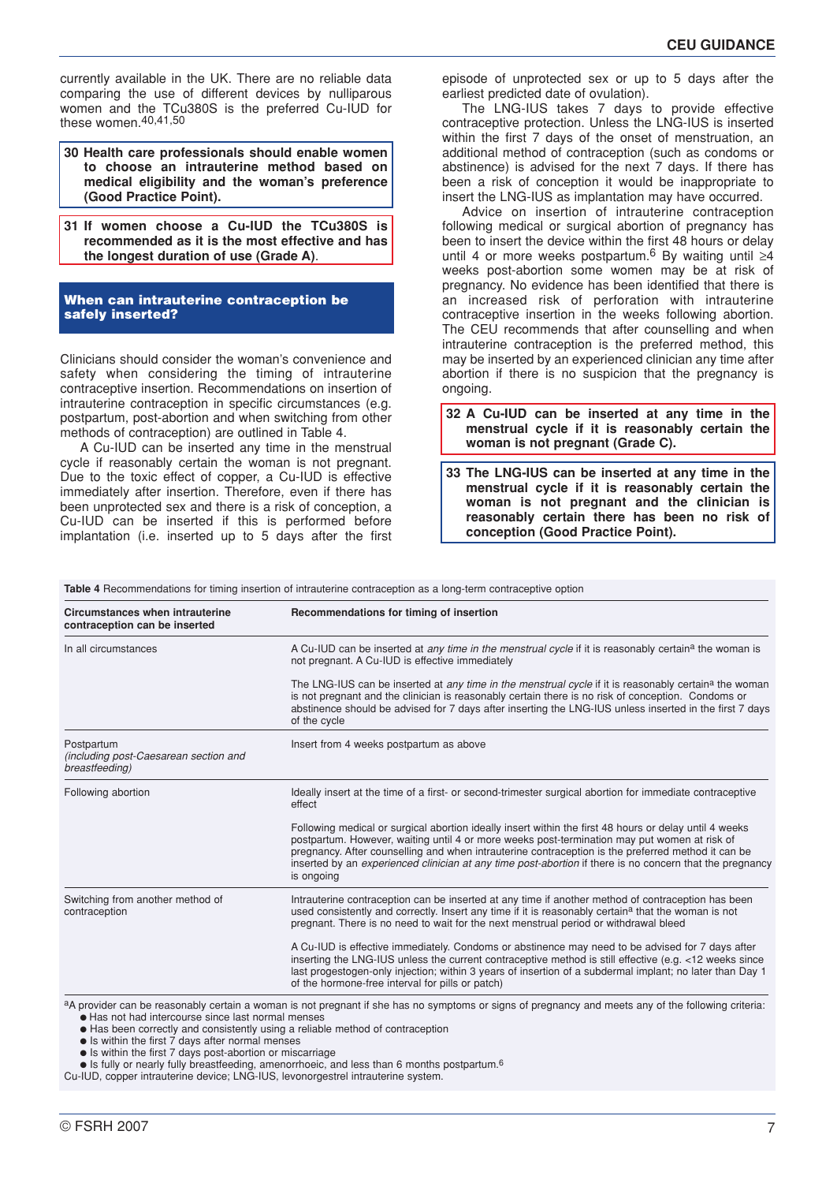currently available in the UK. There are no reliable data comparing the use of different devices by nulliparous women and the TCu380S is the preferred Cu-IUD for these women.[40,41,50]

**30 Health care professionals should enable women to choose an intrauterine method based on medical eligibility and the woman's preference (Good Practice Point).**

**31 If women choose a Cu-IUD the TCu380S is recommended as it is the most effective and has the longest duration of use (Grade A).**

## When can intrauterine contraception be safely inserted?

Clinicians should consider the woman's convenience and safety when considering the timing of intrauterine contraceptive insertion. Recommendations on insertion of intrauterine contraception in specific circumstances (e.g. postpartum, post-abortion and when switching from other methods of contraception) are outlined in Table 4.

A Cu-IUD can be inserted any time in the menstrual cycle if reasonably certain the woman is not pregnant. Due to the toxic effect of copper, a Cu-IUD is effective immediately after insertion. Therefore, even if there has been unprotected sex and there is a risk of conception, a Cu-IUD can be inserted if this is performed before implantation (i.e. inserted up to 5 days after the first episode of unprotected sex or up to 5 days after the earliest predicted date of ovulation).

The LNG-IUS takes 7 days to provide effective contraceptive protection. Unless the LNG-IUS is inserted within the first 7 days of the onset of menstruation, an additional method of contraception (such as condoms or abstinence) is advised for the next 7 days. If there has been a risk of conception it would be inappropriate to insert the LNG-IUS as implantation may have occurred.

Advice on insertion of intrauterine contraception following medical or surgical abortion of pregnancy has been to insert the device within the first 48 hours or delay until 4 or more weeks postpartum.[6] By waiting until ≥4 weeks post-abortion some women may be at risk of pregnancy. No evidence has been identified that there is an increased risk of perforation with intrauterine contraceptive insertion in the weeks following abortion. The CEU recommends that after counselling and when intrauterine contraception is the preferred method, this may be inserted by an experienced clinician any time after abortion if there is no suspicion that the pregnancy is ongoing.

**32 A Cu-IUD can be inserted at any time in the menstrual cycle if it is reasonably certain the woman is not pregnant (Grade C).**

**33 The LNG-IUS can be inserted at any time in the menstrual cycle if it is reasonably certain the woman is not pregnant and the clinician is reasonably certain there has been no risk of conception (Good Practice Point).**

**Table 4** Recommendations for timing insertion of intrauterine contraception as a long-term contraceptive option

| Circumstances when intrauterine contraception can be inserted | Recommendations for timing of insertion |
|---|---|
| In all circumstances | A Cu-IUD can be inserted at *any time in the menstrual cycle* if it is reasonably certain[a] the woman is not pregnant. A Cu-IUD is effective immediately |
| | The LNG-IUS can be inserted at *any time in the menstrual cycle* if it is reasonably certain[a] the woman is not pregnant and the clinician is reasonably certain there is no risk of conception. Condoms or abstinence should be advised for 7 days after inserting the LNG-IUS unless inserted in the first 7 days of the cycle |
| Postpartum *(including post-Caesarean section and breastfeeding)* | Insert from 4 weeks postpartum as above |
| Following abortion | Ideally insert at the time of a first- or second-trimester surgical abortion for immediate contraceptive effect |
| | Following medical or surgical abortion ideally insert within the first 48 hours or delay until 4 weeks postpartum. However, waiting until 4 or more weeks post-termination may put women at risk of pregnancy. After counselling and when intrauterine contraception is the preferred method it can be inserted by an *experienced clinician at any time post-abortion* if there is no concern that the pregnancy is ongoing |
| Switching from another method of contraception | Intrauterine contraception can be inserted at any time if another method of contraception has been used consistently and correctly. Insert any time if it is reasonably certain[a] that the woman is not pregnant. There is no need to wait for the next menstrual period or withdrawal bleed |
| | A Cu-IUD is effective immediately. Condoms or abstinence may need to be advised for 7 days after inserting the LNG-IUS unless the current contraceptive method is still effective (e.g. <12 weeks since last progestogen-only injection; within 3 years of insertion of a subdermal implant; no later than Day 1 of the hormone-free interval for pills or patch) |

[a]A provider can be reasonably certain a woman is not pregnant if she has no symptoms or signs of pregnancy and meets any of the following criteria:
- Has not had intercourse since last normal menses
- Has been correctly and consistently using a reliable method of contraception
- Is within the first 7 days after normal menses
- Is within the first 7 days post-abortion or miscarriage
- Is fully or nearly fully breastfeeding, amenorrhoeic, and less than 6 months postpartum.[6]

Cu-IUD, copper intrauterine device; LNG-IUS, levonorgestrel intrauterine system.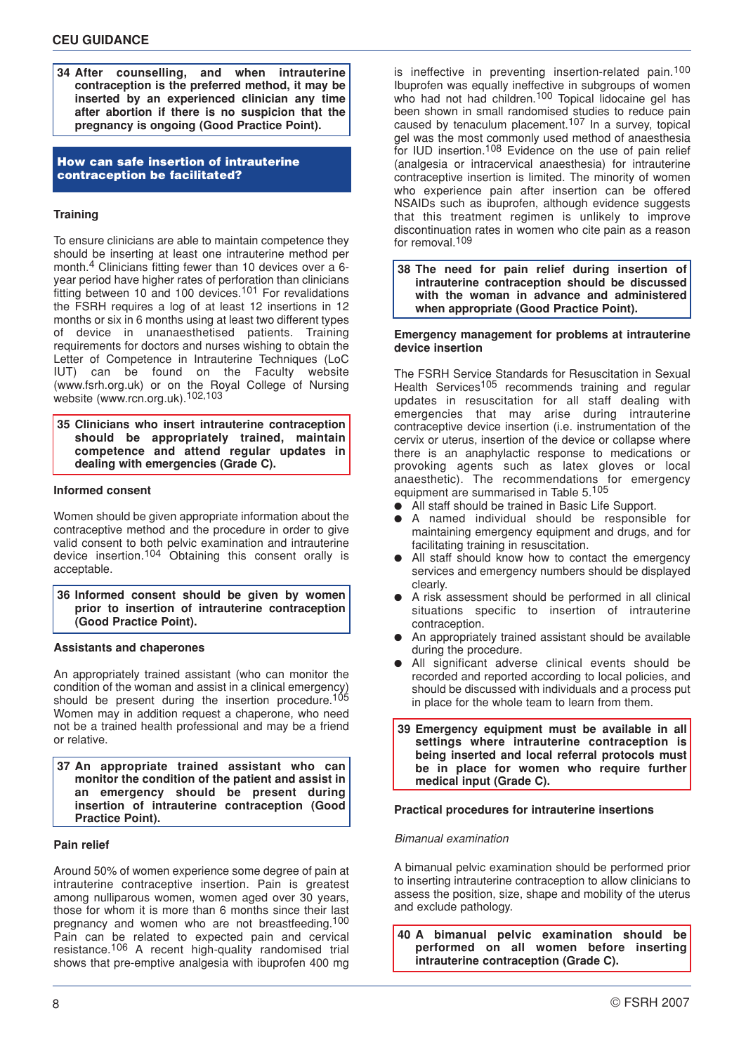**34 After counselling, and when intrauterine contraception is the preferred method, it may be inserted by an experienced clinician any time after abortion if there is no suspicion that the pregnancy is ongoing (Good Practice Point).**

## How can safe insertion of intrauterine contraception be facilitated?

### Training

To ensure clinicians are able to maintain competence they should be inserting at least one intrauterine method per month.[4] Clinicians fitting fewer than 10 devices over a 6-year period have higher rates of perforation than clinicians fitting between 10 and 100 devices.[101] For revalidations the FSRH requires a log of at least 12 insertions in 12 months or six in 6 months using at least two different types of device in unanaesthetised patients. Training requirements for doctors and nurses wishing to obtain the Letter of Competence in Intrauterine Techniques (LoC IUT) can be found on the Faculty website (www.fsrh.org.uk) or on the Royal College of Nursing website (www.rcn.org.uk).[102,103]

**35 Clinicians who insert intrauterine contraception should be appropriately trained, maintain competence and attend regular updates in dealing with emergencies (Grade C).**

### Informed consent

Women should be given appropriate information about the contraceptive method and the procedure in order to give valid consent to both pelvic examination and intrauterine device insertion.[104] Obtaining this consent orally is acceptable.

**36 Informed consent should be given by women prior to insertion of intrauterine contraception (Good Practice Point).**

### Assistants and chaperones

An appropriately trained assistant (who can monitor the condition of the woman and assist in a clinical emergency) should be present during the insertion procedure.[105] Women may in addition request a chaperone, who need not be a trained health professional and may be a friend or relative.

**37 An appropriate trained assistant who can monitor the condition of the patient and assist in an emergency should be present during insertion of intrauterine contraception (Good Practice Point).**

### Pain relief

Around 50% of women experience some degree of pain at intrauterine contraceptive insertion. Pain is greatest among nulliparous women, women aged over 30 years, those for whom it is more than 6 months since their last pregnancy and women who are not breastfeeding.[100] Pain can be related to expected pain and cervical resistance.[106] A recent high-quality randomised trial shows that pre-emptive analgesia with ibuprofen 400 mg is ineffective in preventing insertion-related pain.[100] Ibuprofen was equally ineffective in subgroups of women who had not had children.[100] Topical lidocaine gel has been shown in small randomised studies to reduce pain caused by tenaculum placement.[107] In a survey, topical gel was the most commonly used method of anaesthesia for IUD insertion.[108] Evidence on the use of pain relief (analgesia or intracervical anaesthesia) for intrauterine contraceptive insertion is limited. The minority of women who experience pain after insertion can be offered NSAIDs such as ibuprofen, although evidence suggests that this treatment regimen is unlikely to improve discontinuation rates in women who cite pain as a reason for removal.[109]

**38 The need for pain relief during insertion of intrauterine contraception should be discussed with the woman in advance and administered when appropriate (Good Practice Point).**

### Emergency management for problems at intrauterine device insertion

The FSRH Service Standards for Resuscitation in Sexual Health Services[105] recommends training and regular updates in resuscitation for all staff dealing with emergencies that may arise during intrauterine contraceptive device insertion (i.e. instrumentation of the cervix or uterus, insertion of the device or collapse where there is an anaphylactic response to medications or provoking agents such as latex gloves or local anaesthetic). The recommendations for emergency equipment are summarised in Table 5.[105]

- All staff should be trained in Basic Life Support.
- A named individual should be responsible for maintaining emergency equipment and drugs, and for facilitating training in resuscitation.
- All staff should know how to contact the emergency services and emergency numbers should be displayed clearly.
- A risk assessment should be performed in all clinical situations specific to insertion of intrauterine contraception.
- An appropriately trained assistant should be available during the procedure.
- All significant adverse clinical events should be recorded and reported according to local policies, and should be discussed with individuals and a process put in place for the whole team to learn from them.

**39 Emergency equipment must be available in all settings where intrauterine contraception is being inserted and local referral protocols must be in place for women who require further medical input (Grade C).**

### Practical procedures for intrauterine insertions

*Bimanual examination*

A bimanual pelvic examination should be performed prior to inserting intrauterine contraception to allow clinicians to assess the position, size, shape and mobility of the uterus and exclude pathology.

**40 A bimanual pelvic examination should be performed on all women before inserting intrauterine contraception (Grade C).**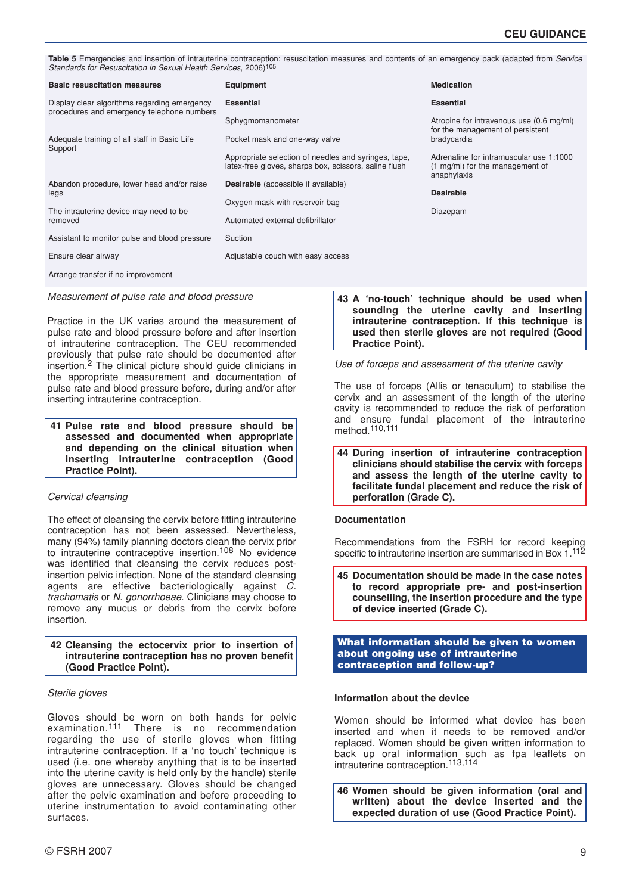**Table 5** Emergencies and insertion of intrauterine contraception: resuscitation measures and contents of an emergency pack (adapted from *Service Standards for Resuscitation in Sexual Health Services*, 2006)[105]

| Basic resuscitation measures | Equipment | Medication |
|---|---|---|
| Display clear algorithms regarding emergency procedures and emergency telephone numbers | **Essential** | **Essential** |
| | Sphygmomanometer | Atropine for intravenous use (0.6 mg/ml) for the management of persistent bradycardia |
| Adequate training of all staff in Basic Life Support | Pocket mask and one-way valve | |
| | Appropriate selection of needles and syringes, tape, latex-free gloves, sharps box, scissors, saline flush | Adrenaline for intramuscular use 1:1000 (1 mg/ml) for the management of anaphylaxis |
| Abandon procedure, lower head and/or raise legs | **Desirable** (accessible if available) | **Desirable** |
| The intrauterine device may need to be removed | Oxygen mask with reservoir bag | Diazepam |
| | Automated external defibrillator | |
| Assistant to monitor pulse and blood pressure | Suction | |
| Ensure clear airway | Adjustable couch with easy access | |
| Arrange transfer if no improvement | | |

*Measurement of pulse rate and blood pressure*

Practice in the UK varies around the measurement of pulse rate and blood pressure before and after insertion of intrauterine contraception. The CEU recommended previously that pulse rate should be documented after insertion.[2] The clinical picture should guide clinicians in the appropriate measurement and documentation of pulse rate and blood pressure before, during and/or after inserting intrauterine contraception.

> **41 Pulse rate and blood pressure should be assessed and documented when appropriate and depending on the clinical situation when inserting intrauterine contraception (Good Practice Point).**

*Cervical cleansing*

The effect of cleansing the cervix before fitting intrauterine contraception has not been assessed. Nevertheless, many (94%) family planning doctors clean the cervix prior to intrauterine contraceptive insertion.[108] No evidence was identified that cleansing the cervix reduces post-insertion pelvic infection. None of the standard cleansing agents are effective bacteriologically against *C. trachomatis* or *N. gonorrhoeae*. Clinicians may choose to remove any mucus or debris from the cervix before insertion.

> **42 Cleansing the ectocervix prior to insertion of intrauterine contraception has no proven benefit (Good Practice Point).**

*Sterile gloves*

Gloves should be worn on both hands for pelvic examination.[111] There is no recommendation regarding the use of sterile gloves when fitting intrauterine contraception. If a 'no touch' technique is used (i.e. one whereby anything that is to be inserted into the uterine cavity is held only by the handle) sterile gloves are unnecessary. Gloves should be changed after the pelvic examination and before proceeding to uterine instrumentation to avoid contaminating other surfaces.

> **43 A 'no-touch' technique should be used when sounding the uterine cavity and inserting intrauterine contraception. If this technique is used then sterile gloves are not required (Good Practice Point).**

*Use of forceps and assessment of the uterine cavity*

The use of forceps (Allis or tenaculum) to stabilise the cervix and an assessment of the length of the uterine cavity is recommended to reduce the risk of perforation and ensure fundal placement of the intrauterine method.[110,111]

> **44 During insertion of intrauterine contraception clinicians should stabilise the cervix with forceps and assess the length of the uterine cavity to facilitate fundal placement and reduce the risk of perforation (Grade C).**

**Documentation**

Recommendations from the FSRH for record keeping specific to intrauterine insertion are summarised in Box 1.[112]

> **45 Documentation should be made in the case notes to record appropriate pre- and post-insertion counselling, the insertion procedure and the type of device inserted (Grade C).**

## What information should be given to women about ongoing use of intrauterine contraception and follow-up?

**Information about the device**

Women should be informed what device has been inserted and when it needs to be removed and/or replaced. Women should be given written information to back up oral information such as fpa leaflets on intrauterine contraception.[113,114]

> **46 Women should be given information (oral and written) about the device inserted and the expected duration of use (Good Practice Point).**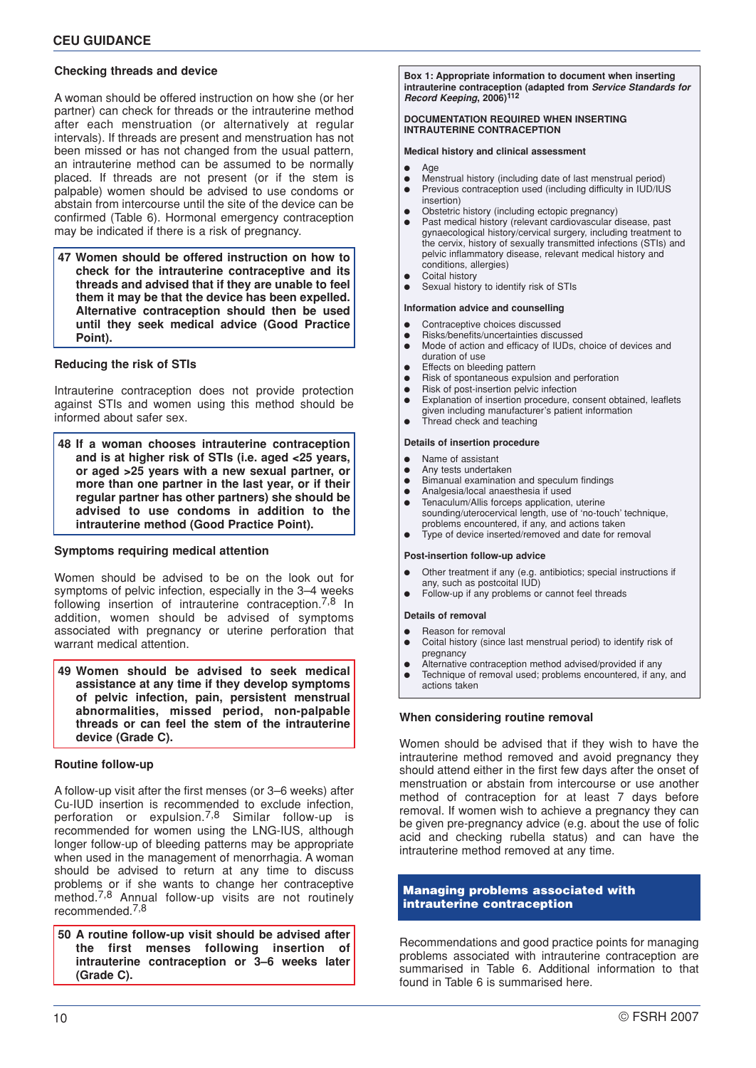### Checking threads and device

A woman should be offered instruction on how she (or her partner) can check for threads or the intrauterine method after each menstruation (or alternatively at regular intervals). If threads are present and menstruation has not been missed or has not changed from the usual pattern, an intrauterine method can be assumed to be normally placed. If threads are not present (or if the stem is palpable) women should be advised to use condoms or abstain from intercourse until the site of the device can be confirmed (Table 6). Hormonal emergency contraception may be indicated if there is a risk of pregnancy.

> **47 Women should be offered instruction on how to check for the intrauterine contraceptive and its threads and advised that if they are unable to feel them it may be that the device has been expelled. Alternative contraception should then be used until they seek medical advice (Good Practice Point).**

### Reducing the risk of STIs

Intrauterine contraception does not provide protection against STIs and women using this method should be informed about safer sex.

> **48 If a woman chooses intrauterine contraception and is at higher risk of STIs (i.e. aged <25 years, or aged >25 years with a new sexual partner, or more than one partner in the last year, or if their regular partner has other partners) she should be advised to use condoms in addition to the intrauterine method (Good Practice Point).**

### Symptoms requiring medical attention

Women should be advised to be on the look out for symptoms of pelvic infection, especially in the 3–4 weeks following insertion of intrauterine contraception.[7,8] In addition, women should be advised of symptoms associated with pregnancy or uterine perforation that warrant medical attention.

> **49 Women should be advised to seek medical assistance at any time if they develop symptoms of pelvic infection, pain, persistent menstrual abnormalities, missed period, non-palpable threads or can feel the stem of the intrauterine device (Grade C).**

### Routine follow-up

A follow-up visit after the first menses (or 3–6 weeks) after Cu-IUD insertion is recommended to exclude infection, perforation or expulsion.[7,8] Similar follow-up is recommended for women using the LNG-IUS, although longer follow-up of bleeding patterns may be appropriate when used in the management of menorrhagia. A woman should be advised to return at any time to discuss problems or if she wants to change her contraceptive method.[7,8] Annual follow-up visits are not routinely recommended.[7,8]

> **50 A routine follow-up visit should be advised after the first menses following insertion of intrauterine contraception or 3–6 weeks later (Grade C).**

---

**Box 1: Appropriate information to document when inserting intrauterine contraception (adapted from *Service Standards for Record Keeping*, 2006)[112]**

**DOCUMENTATION REQUIRED WHEN INSERTING INTRAUTERINE CONTRACEPTION**

**Medical history and clinical assessment**

- Age
- Menstrual history (including date of last menstrual period)
- Previous contraception used (including difficulty in IUD/IUS insertion)
- Obstetric history (including ectopic pregnancy)
- Past medical history (relevant cardiovascular disease, past gynaecological history/cervical surgery, including treatment to the cervix, history of sexually transmitted infections (STIs) and pelvic inflammatory disease, relevant medical history and conditions, allergies)
- Coital history
- Sexual history to identify risk of STIs

**Information advice and counselling**

- Contraceptive choices discussed
- Risks/benefits/uncertainties discussed
- Mode of action and efficacy of IUDs, choice of devices and duration of use
- Effects on bleeding pattern
- Risk of spontaneous expulsion and perforation
- Risk of post-insertion pelvic infection
- Explanation of insertion procedure, consent obtained, leaflets given including manufacturer's patient information
- Thread check and teaching

**Details of insertion procedure**

- Name of assistant
- Any tests undertaken
- Bimanual examination and speculum findings
- Analgesia/local anaesthesia if used
- Tenaculum/Allis forceps application, uterine sounding/uterocervical length, use of 'no-touch' technique, problems encountered, if any, and actions taken
- Type of device inserted/removed and date for removal

**Post-insertion follow-up advice**

- Other treatment if any (e.g. antibiotics; special instructions if any, such as postcoital IUD)
- Follow-up if any problems or cannot feel threads

**Details of removal**

- Reason for removal
- Coital history (since last menstrual period) to identify risk of pregnancy
- Alternative contraception method advised/provided if any
- Technique of removal used; problems encountered, if any, and actions taken

---

### When considering routine removal

Women should be advised that if they wish to have the intrauterine method removed and avoid pregnancy they should attend either in the first few days after the onset of menstruation or abstain from intercourse or use another method of contraception for at least 7 days before removal. If women wish to achieve a pregnancy they can be given pre-pregnancy advice (e.g. about the use of folic acid and checking rubella status) and can have the intrauterine method removed at any time.

## Managing problems associated with intrauterine contraception

Recommendations and good practice points for managing problems associated with intrauterine contraception are summarised in Table 6. Additional information to that found in Table 6 is summarised here.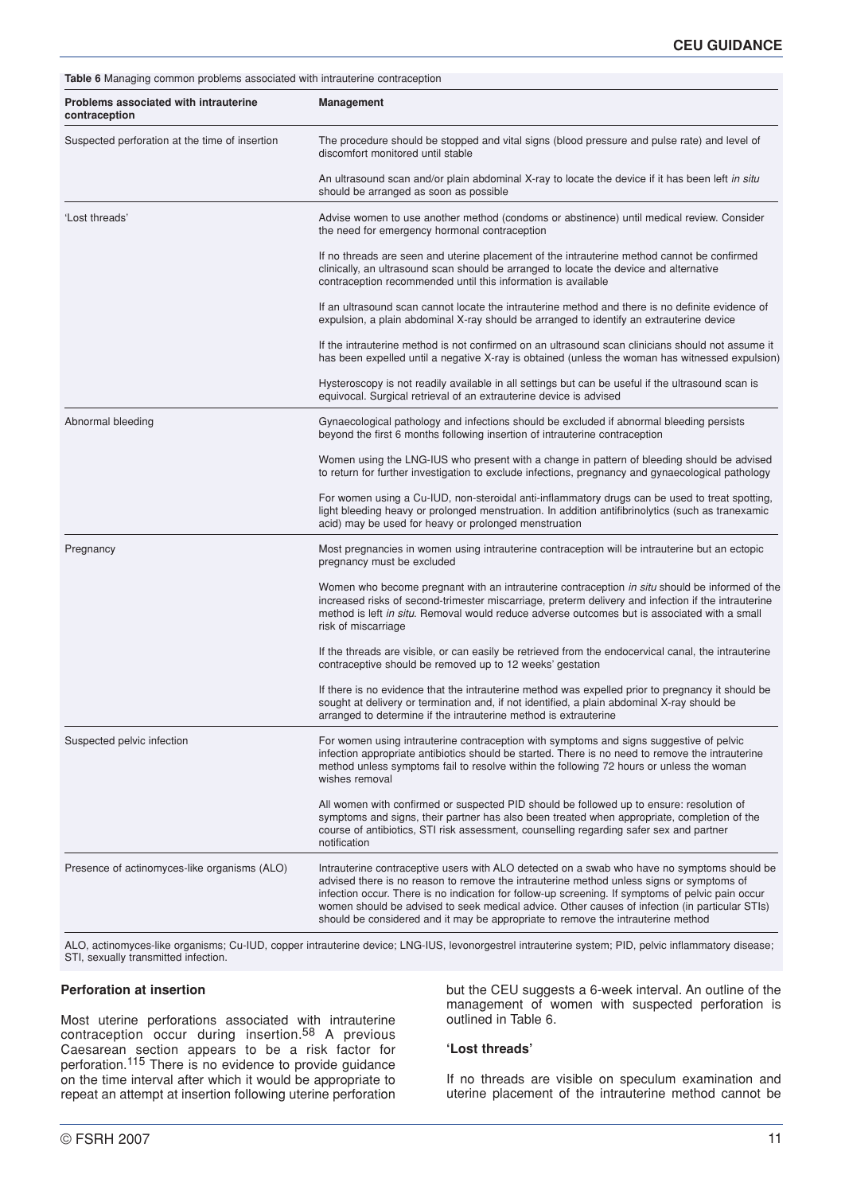**Table 6** Managing common problems associated with intrauterine contraception

| Problems associated with intrauterine contraception | Management |
|---|---|
| Suspected perforation at the time of insertion | The procedure should be stopped and vital signs (blood pressure and pulse rate) and level of discomfort monitored until stable |
| | An ultrasound scan and/or plain abdominal X-ray to locate the device if it has been left *in situ* should be arranged as soon as possible |
| 'Lost threads' | Advise women to use another method (condoms or abstinence) until medical review. Consider the need for emergency hormonal contraception |
| | If no threads are seen and uterine placement of the intrauterine method cannot be confirmed clinically, an ultrasound scan should be arranged to locate the device and alternative contraception recommended until this information is available |
| | If an ultrasound scan cannot locate the intrauterine method and there is no definite evidence of expulsion, a plain abdominal X-ray should be arranged to identify an extrauterine device |
| | If the intrauterine method is not confirmed on an ultrasound scan clinicians should not assume it has been expelled until a negative X-ray is obtained (unless the woman has witnessed expulsion) |
| | Hysteroscopy is not readily available in all settings but can be useful if the ultrasound scan is equivocal. Surgical retrieval of an extrauterine device is advised |
| Abnormal bleeding | Gynaecological pathology and infections should be excluded if abnormal bleeding persists beyond the first 6 months following insertion of intrauterine contraception |
| | Women using the LNG-IUS who present with a change in pattern of bleeding should be advised to return for further investigation to exclude infections, pregnancy and gynaecological pathology |
| | For women using a Cu-IUD, non-steroidal anti-inflammatory drugs can be used to treat spotting, light bleeding heavy or prolonged menstruation. In addition antifibrinolytics (such as tranexamic acid) may be used for heavy or prolonged menstruation |
| Pregnancy | Most pregnancies in women using intrauterine contraception will be intrauterine but an ectopic pregnancy must be excluded |
| | Women who become pregnant with an intrauterine contraception *in situ* should be informed of the increased risks of second-trimester miscarriage, preterm delivery and infection if the intrauterine method is left *in situ*. Removal would reduce adverse outcomes but is associated with a small risk of miscarriage |
| | If the threads are visible, or can easily be retrieved from the endocervical canal, the intrauterine contraceptive should be removed up to 12 weeks' gestation |
| | If there is no evidence that the intrauterine method was expelled prior to pregnancy it should be sought at delivery or termination and, if not identified, a plain abdominal X-ray should be arranged to determine if the intrauterine method is extrauterine |
| Suspected pelvic infection | For women using intrauterine contraception with symptoms and signs suggestive of pelvic infection appropriate antibiotics should be started. There is no need to remove the intrauterine method unless symptoms fail to resolve within the following 72 hours or unless the woman wishes removal |
| | All women with confirmed or suspected PID should be followed up to ensure: resolution of symptoms and signs, their partner has also been treated when appropriate, completion of the course of antibiotics, STI risk assessment, counselling regarding safer sex and partner notification |
| Presence of actinomyces-like organisms (ALO) | Intrauterine contraceptive users with ALO detected on a swab who have no symptoms should be advised there is no reason to remove the intrauterine method unless signs or symptoms of infection occur. There is no indication for follow-up screening. If symptoms of pelvic pain occur women should be advised to seek medical advice. Other causes of infection (in particular STIs) should be considered and it may be appropriate to remove the intrauterine method |

ALO, actinomyces-like organisms; Cu-IUD, copper intrauterine device; LNG-IUS, levonorgestrel intrauterine system; PID, pelvic inflammatory disease; STI, sexually transmitted infection.

**Perforation at insertion**

Most uterine perforations associated with intrauterine contraception occur during insertion.[58] A previous Caesarean section appears to be a risk factor for perforation.[115] There is no evidence to provide guidance on the time interval after which it would be appropriate to repeat an attempt at insertion following uterine perforation but the CEU suggests a 6-week interval. An outline of the management of women with suspected perforation is outlined in Table 6.

**'Lost threads'**

If no threads are visible on speculum examination and uterine placement of the intrauterine method cannot be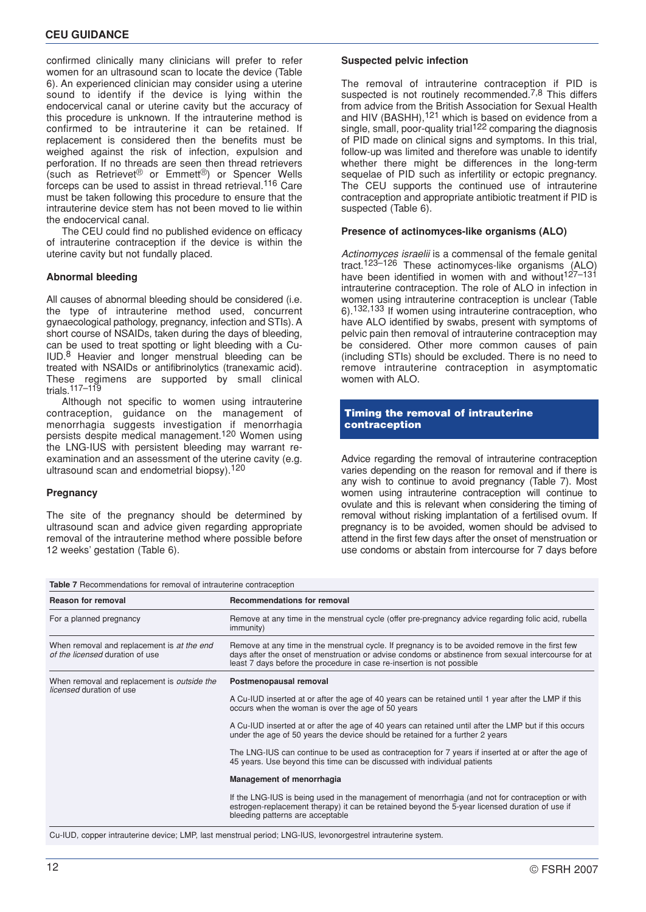confirmed clinically many clinicians will prefer to refer women for an ultrasound scan to locate the device (Table 6). An experienced clinician may consider using a uterine sound to identify if the device is lying within the endocervical canal or uterine cavity but the accuracy of this procedure is unknown. If the intrauterine method is confirmed to be intrauterine it can be retained. If replacement is considered then the benefits must be weighed against the risk of infection, expulsion and perforation. If no threads are seen then thread retrievers (such as Retrievet® or Emmett®) or Spencer Wells forceps can be used to assist in thread retrieval.[116] Care must be taken following this procedure to ensure that the intrauterine device stem has not been moved to lie within the endocervical canal.

The CEU could find no published evidence on efficacy of intrauterine contraception if the device is within the uterine cavity but not fundally placed.

### Abnormal bleeding

All causes of abnormal bleeding should be considered (i.e. the type of intrauterine method used, concurrent gynaecological pathology, pregnancy, infection and STIs). A short course of NSAIDs, taken during the days of bleeding, can be used to treat spotting or light bleeding with a Cu-IUD.[8] Heavier and longer menstrual bleeding can be treated with NSAIDs or antifibrinolytics (tranexamic acid). These regimens are supported by small clinical trials.[117–119]

Although not specific to women using intrauterine contraception, guidance on the management of menorrhagia suggests investigation if menorrhagia persists despite medical management.[120] Women using the LNG-IUS with persistent bleeding may warrant re-examination and an assessment of the uterine cavity (e.g. ultrasound scan and endometrial biopsy).[120]

### Pregnancy

The site of the pregnancy should be determined by ultrasound scan and advice given regarding appropriate removal of the intrauterine method where possible before 12 weeks' gestation (Table 6).

### Suspected pelvic infection

The removal of intrauterine contraception if PID is suspected is not routinely recommended.[7,8] This differs from advice from the British Association for Sexual Health and HIV (BASHH),[121] which is based on evidence from a single, small, poor-quality trial[122] comparing the diagnosis of PID made on clinical signs and symptoms. In this trial, follow-up was limited and therefore was unable to identify whether there might be differences in the long-term sequelae of PID such as infertility or ectopic pregnancy. The CEU supports the continued use of intrauterine contraception and appropriate antibiotic treatment if PID is suspected (Table 6).

### Presence of actinomyces-like organisms (ALO)

*Actinomyces israelii* is a commensal of the female genital tract.[123–126] These actinomyces-like organisms (ALO) have been identified in women with and without[127–131] intrauterine contraception. The role of ALO in infection in women using intrauterine contraception is unclear (Table 6).[132,133] If women using intrauterine contraception, who have ALO identified by swabs, present with symptoms of pelvic pain then removal of intrauterine contraception may be considered. Other more common causes of pain (including STIs) should be excluded. There is no need to remove intrauterine contraception in asymptomatic women with ALO.

## Timing the removal of intrauterine contraception

Advice regarding the removal of intrauterine contraception varies depending on the reason for removal and if there is any wish to continue to avoid pregnancy (Table 7). Most women using intrauterine contraception will continue to ovulate and this is relevant when considering the timing of removal without risking implantation of a fertilised ovum. If pregnancy is to be avoided, women should be advised to attend in the first few days after the onset of menstruation or use condoms or abstain from intercourse for 7 days before

**Table 7** Recommendations for removal of intrauterine contraception

| Reason for removal | Recommendations for removal |
|---|---|
| For a planned pregnancy | Remove at any time in the menstrual cycle (offer pre-pregnancy advice regarding folic acid, rubella immunity) |
| When removal and replacement is *at the end of the licensed* duration of use | Remove at any time in the menstrual cycle. If pregnancy is to be avoided remove in the first few days after the onset of menstruation or advise condoms or abstinence from sexual intercourse for at least 7 days before the procedure in case re-insertion is not possible |
| When removal and replacement is *outside the licensed* duration of use | **Postmenopausal removal** |
| | A Cu-IUD inserted at or after the age of 40 years can be retained until 1 year after the LMP if this occurs when the woman is over the age of 50 years |
| | A Cu-IUD inserted at or after the age of 40 years can retained until after the LMP but if this occurs under the age of 50 years the device should be retained for a further 2 years |
| | The LNG-IUS can continue to be used as contraception for 7 years if inserted at or after the age of 45 years. Use beyond this time can be discussed with individual patients |
| | **Management of menorrhagia** |
| | If the LNG-IUS is being used in the management of menorrhagia (and not for contraception or with estrogen-replacement therapy) it can be retained beyond the 5-year licensed duration of use if bleeding patterns are acceptable |

Cu-IUD, copper intrauterine device; LMP, last menstrual period; LNG-IUS, levonorgestrel intrauterine system.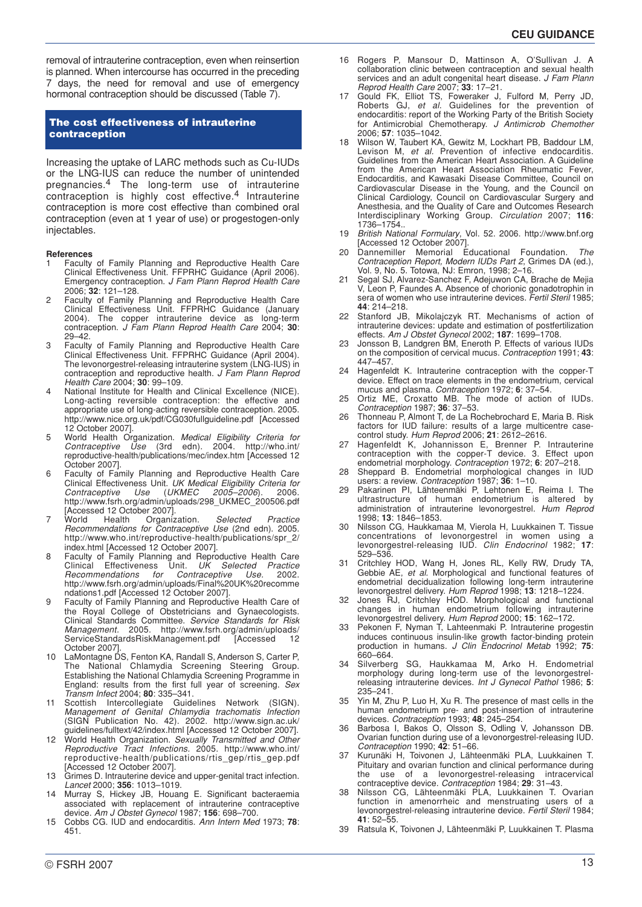removal of intrauterine contraception, even when reinsertion is planned. When intercourse has occurred in the preceding 7 days, the need for removal and use of emergency hormonal contraception should be discussed (Table 7).

## The cost effectiveness of intrauterine contraception

Increasing the uptake of LARC methods such as Cu-IUDs or the LNG-IUS can reduce the number of unintended pregnancies.[4] The long-term use of intrauterine contraception is highly cost effective.[4] Intrauterine contraception is more cost effective than combined oral contraception (even at 1 year of use) or progestogen-only injectables.

### References

1. Faculty of Family Planning and Reproductive Health Care Clinical Effectiveness Unit. FFPRHC Guidance (April 2006). Emergency contraception. *J Fam Plann Reprod Health Care* 2006; **32**: 121–128.
2. Faculty of Family Planning and Reproductive Health Care Clinical Effectiveness Unit. FFPRHC Guidance (January 2004). The copper intrauterine device as long-term contraception. *J Fam Plann Reprod Health Care* 2004; **30**: 29–42.
3. Faculty of Family Planning and Reproductive Health Care Clinical Effectiveness Unit. FFPRHC Guidance (April 2004). The levonorgestrel-releasing intrauterine system (LNG-IUS) in contraception and reproductive health. *J Fam Plann Reprod Health Care* 2004; **30**: 99–109.
4. National Institute for Health and Clinical Excellence (NICE). Long-acting reversible contraception: the effective and appropriate use of long-acting reversible contraception. 2005. http://www.nice.org.uk/pdf/CG030fullguideline.pdf [Accessed 12 October 2007].
5. World Health Organization. *Medical Eligibility Criteria for Contraceptive Use* (3rd edn). 2004. http://who.int/reproductive-health/publications/mec/index.htm [Accessed 12 October 2007].
6. Faculty of Family Planning and Reproductive Health Care Clinical Effectiveness Unit. *UK Medical Eligibility Criteria for Contraceptive Use* (*UKMEC 2005–2006*). 2006. http://www.fsrh.org/admin/uploads/298_UKMEC_200506.pdf [Accessed 12 October 2007].
7. World Health Organization. *Selected Practice Recommendations for Contraceptive Use* (2nd edn). 2005. http://www.who.int/reproductive-health/publications/spr_2/index.html [Accessed 12 October 2007].
8. Faculty of Family Planning and Reproductive Health Care Clinical Effectiveness Unit. *UK Selected Practice Recommendations for Contraceptive Use.* 2002. http://www.fsrh.org/admin/uploads/Final%20UK%20recommendations1.pdf [Accessed 12 October 2007].
9. Faculty of Family Planning and Reproductive Health Care of the Royal College of Obstetricians and Gynaecologists. Clinical Standards Committee. *Service Standards for Risk Management*. 2005. http://www.fsrh.org/admin/uploads/ServiceStandardsRiskManagement.pdf [Accessed 12 October 2007].
10. LaMontagne DS, Fenton KA, Randall S, Anderson S, Carter P, The National Chlamydia Screening Steering Group. Establishing the National Chlamydia Screening Programme in England: results from the first full year of screening. *Sex Transm Infect* 2004; **80**: 335–341.
11. Scottish Intercollegiate Guidelines Network (SIGN). *Management of Genital Chlamydia trachomatis Infection* (SIGN Publication No. 42). 2002. http://www.sign.ac.uk/guidelines/fulltext/42/index.html [Accessed 12 October 2007].
12. World Health Organization. *Sexually Transmitted and Other Reproductive Tract Infections*. 2005. http://www.who.int/reproductive-health/publications/rtis_gep/rtis_gep.pdf [Accessed 12 October 2007].
13. Grimes D. Intrauterine device and upper-genital tract infection. *Lancet* 2000; **356**: 1013–1019.
14. Murray S, Hickey JB, Houang E. Significant bacteraemia associated with replacement of intrauterine contraceptive device. *Am J Obstet Gynecol* 1987; **156**: 698–700.
15. Cobbs CG. IUD and endocarditis. *Ann Intern Med* 1973; **78**: 451.
16. Rogers P, Mansour D, Mattinson A, O'Sullivan J. A collaboration clinic between contraception and sexual health services and an adult congenital heart disease. *J Fam Plann Reprod Health Care* 2007; **33**: 17–21.
17. Gould FK, Elliot TS, Foweraker J, Fulford M, Perry JD, Roberts GJ, *et al*. Guidelines for the prevention of endocarditis: report of the Working Party of the British Society for Antimicrobial Chemotherapy. *J Antimicrob Chemother* 2006; **57**: 1035–1042.
18. Wilson W, Taubert KA, Gewitz M, Lockhart PB, Baddour LM, Levison M, *et al*. Prevention of infective endocarditis. Guidelines from the American Heart Association. A Guideline from the American Heart Association Rheumatic Fever, Endocarditis, and Kawasaki Disease Committee, Council on Cardiovascular Disease in the Young, and the Council on Clinical Cardiology, Council on Cardiovascular Surgery and Anesthesia, and the Quality of Care and Outcomes Research Interdisciplinary Working Group. *Circulation* 2007; **116**: 1736–1754..
19. *British National Formulary*, Vol. 52. 2006. http://www.bnf.org [Accessed 12 October 2007].
20. Dannemiller Memorial Educational Foundation. *The Contraception Report, Modern IUDs Part 2*, Grimes DA (ed.), Vol. 9, No. 5. Totowa, NJ: Emron, 1998; 2–16.
21. Segal SJ, Alvarez-Sanchez F, Adejuwon CA, Brache de Mejia V, Leon P, Faundes A. Absence of chorionic gonadotrophin in sera of women who use intrauterine devices. *Fertil Steril* 1985; **44**: 214–218.
22. Stanford JB, Mikolajczyk RT. Mechanisms of action of intrauterine devices: update and estimation of postfertilization effects. *Am J Obstet Gynecol* 2002; **187**: 1699–1708.
23. Jonsson B, Landgren BM, Eneroth P. Effects of various IUDs on the composition of cervical mucus. *Contraception* 1991; **43**: 447–457.
24. Hagenfeldt K. Intrauterine contraception with the copper-T device. Effect on trace elements in the endometrium, cervical mucus and plasma. *Contraception* 1972; **6**: 37–54.
25. Ortiz ME, Croxatto MB. The mode of action of IUDs. *Contraception* 1987; **36**: 37–53.
26. Thonneau P, Almont T, de La Rochebrochard E, Maria B. Risk factors for IUD failure: results of a large multicentre case-control study. *Hum Reprod* 2006; **21**: 2612–2616.
27. Hagenfeldt K, Johannisson E, Brenner P. Intrauterine contraception with the copper-T device. 3. Effect upon endometrial morphology. *Contraception* 1972; **6**: 207–218.
28. Sheppard B. Endometrial morphological changes in IUD users: a review. *Contraception* 1987; **36**: 1–10.
29. Pakarinen PI, Lähteenmäki P, Lehtonen E, Reima I. The ultrastructure of human endometrium is altered by administration of intrauterine levonorgestrel. *Hum Reprod* 1998; **13**: 1846–1853.
30. Nilsson CG, Haukkamaa M, Vierola H, Luukkainen T. Tissue concentrations of levonorgestrel in women using a levonorgestrel-releasing IUD. *Clin Endocrinol* 1982; **17**: 529–536.
31. Critchley HOD, Wang H, Jones RL, Kelly RW, Drudy TA, Gebbie AE, *et al*. Morphological and functional features of endometrial decidualization following long-term intrauterine levonorgestrel delivery. *Hum Reprod* 1998; **13**: 1218–1224.
32. Jones RJ, Critchley HOD. Morphological and functional changes in human endometrium following intrauterine levonorgestrel delivery. *Hum Reprod* 2000; **15**: 162–172.
33. Pekonen F, Nyman T, Lahteenmaki P. Intrauterine progestin induces continuous insulin-like growth factor-binding protein production in humans. *J Clin Endocrinol Metab* 1992; **75**: 660–664.
34. Silverberg SG, Haukkamaa M, Arko H. Endometrial morphology during long-term use of the levonorgestrel-releasing intrauterine devices. *Int J Gynecol Pathol* 1986; **5**: 235–241.
35. Yin M, Zhu P, Luo H, Xu R. The presence of mast cells in the human endometrium pre- and post-insertion of intrauterine devices. *Contraception* 1993; **48**: 245–254.
36. Barbosa I, Bakos O, Olsson S, Odling V, Johansson DB. Ovarian function during use of a levonorgestrel-releasing IUD. *Contraception* 1990; **42**: 51–66.
37. Kurunäki H, Toivonen J, Lähteenmäki PLA, Luukkainen T. Pituitary and ovarian function and clinical performance during the use of a levonorgestrel-releasing intracervical contraceptive device. *Contraception* 1984; **29**: 31–43.
38. Nilsson CG, Lähteenmäki PLA, Luukkainen T. Ovarian function in amenorrheic and menstruating users of a levonorgestrel-releasing intrauterine device. *Fertil Steril* 1984; **41**: 52–55.
39. Ratsula K, Toivonen J, Lähteenmäki P, Luukkainen T. Plasma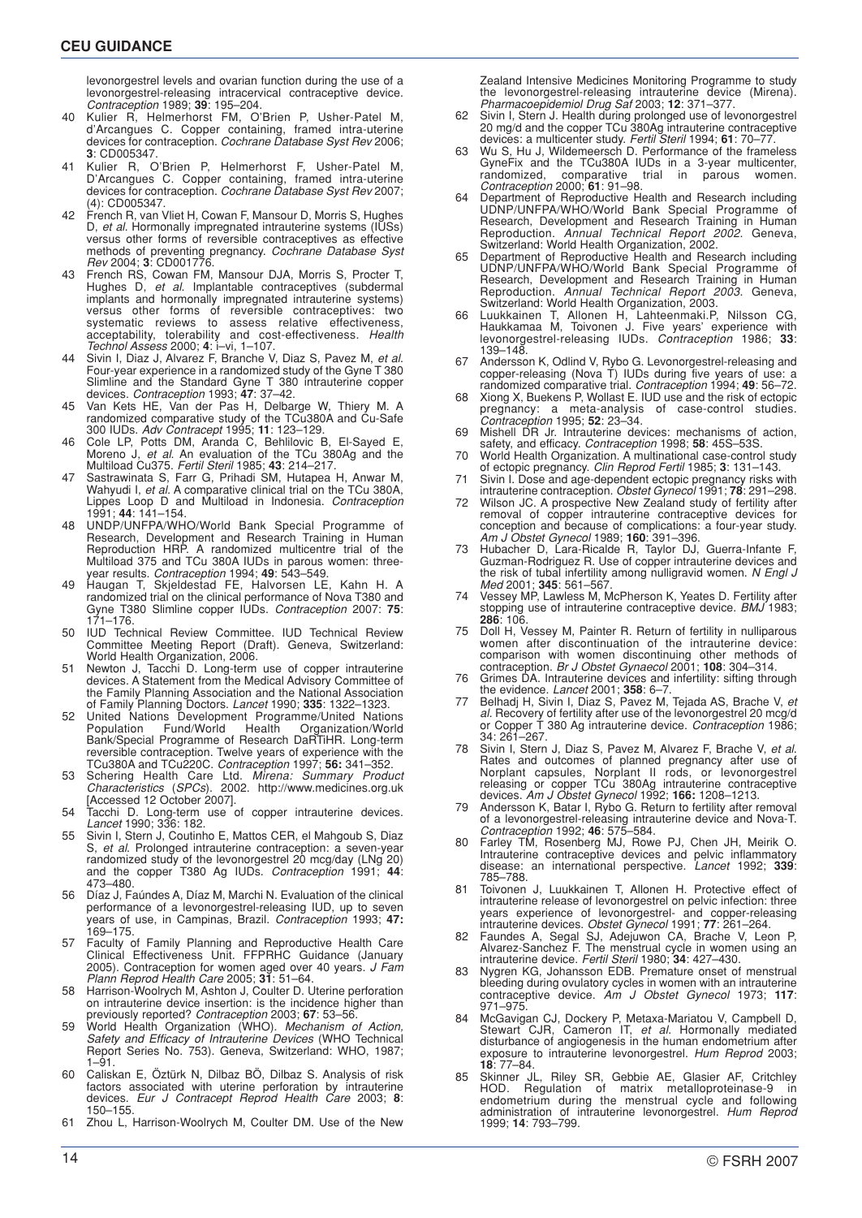levonorgestrel levels and ovarian function during the use of a levonorgestrel-releasing intracervical contraceptive device. *Contraception* 1989; **39**: 195–204.

40 Kulier R, Helmerhorst FM, O'Brien P, Usher-Patel M, d'Arcangues C. Copper containing, framed intra-uterine devices for contraception. *Cochrane Database Syst Rev* 2006; **3**: CD005347.

41 Kulier R, O'Brien P, Helmerhorst F, Usher-Patel M, D'Arcangues C. Copper containing, framed intra-uterine devices for contraception. *Cochrane Database Syst Rev* 2007; (4): CD005347.

42 French R, van Vliet H, Cowan F, Mansour D, Morris S, Hughes D, *et al*. Hormonally impregnated intrauterine systems (IUSs) versus other forms of reversible contraceptives as effective methods of preventing pregnancy. *Cochrane Database Syst Rev* 2004; **3**: CD001776.

43 French RS, Cowan FM, Mansour DJA, Morris S, Procter T, Hughes D, *et al*. Implantable contraceptives (subdermal implants and hormonally impregnated intrauterine systems) versus other forms of reversible contraceptives: two systematic reviews to assess relative effectiveness, acceptability, tolerability and cost-effectiveness. *Health Technol Assess* 2000; **4**: i–vi, 1–107.

44 Sivin I, Diaz J, Alvarez F, Branche V, Diaz S, Pavez M, *et al*. Four-year experience in a randomized study of the Gyne T 380 Slimline and the Standard Gyne T 380 intrauterine copper devices. *Contraception* 1993; **47**: 37–42.

45 Van Kets HE, Van der Pas H, Delbarge W, Thiery M. A randomized comparative study of the TCu380A and Cu-Safe 300 IUDs. *Adv Contracept* 1995; **11**: 123–129.

46 Cole LP, Potts DM, Aranda C, Behlilovic B, El-Sayed E, Moreno J, *et al*. An evaluation of the TCu 380Ag and the Multiload Cu375. *Fertil Steril* 1985; **43**: 214–217.

47 Sastrawinata S, Farr G, Prihadi SM, Hutapea H, Anwar M, Wahyudi I, *et al*. A comparative clinical trial on the TCu 380A, Lippes Loop D and Multiload in Indonesia. *Contraception* 1991; **44**: 141–154.

48 UNDP/UNFPA/WHO/World Bank Special Programme of Research, Development and Research Training in Human Reproduction HRP. A randomized multicentre trial of the Multiload 375 and TCu 380A IUDs in parous women: three-year results. *Contraception* 1994; **49**: 543–549.

49 Haugan T, Skjeldestad FE, Halvorsen LE, Kahn H. A randomized trial on the clinical performance of Nova T380 and Gyne T380 Slimline copper IUDs. *Contraception* 2007: **75**: 171–176.

50 IUD Technical Review Committee. IUD Technical Review Committee Meeting Report (Draft). Geneva, Switzerland: World Health Organization, 2006.

51 Newton J, Tacchi D. Long-term use of copper intrauterine devices. A Statement from the Medical Advisory Committee of the Family Planning Association and the National Association of Family Planning Doctors. *Lancet* 1990; **335**: 1322–1323.

52 United Nations Development Programme/United Nations Population Fund/World Health Organization/World Bank/Special Programme of Research DaRTiHR. Long-term reversible contraception. Twelve years of experience with the TCu380A and TCu220C. *Contraception* 1997; **56:** 341–352.

53 Schering Health Care Ltd. *Mirena: Summary Product Characteristics* (*SPCs*). 2002. http://www.medicines.org.uk [Accessed 12 October 2007].

54 Tacchi D. Long-term use of copper intrauterine devices. *Lancet* 1990; 336: 182.

55 Sivin I, Stern J, Coutinho E, Mattos CER, el Mahgoub S, Diaz S, *et al*. Prolonged intrauterine contraception: a seven-year randomized study of the levonorgestrel 20 mcg/day (LNg 20) and the copper T380 Ag IUDs. *Contraception* 1991; **44**: 473–480.

56 Díaz J, Faúndes A, Díaz M, Marchi N. Evaluation of the clinical performance of a levonorgestrel-releasing IUD, up to seven years of use, in Campinas, Brazil. *Contraception* 1993; **47:** 169–175.

57 Faculty of Family Planning and Reproductive Health Care Clinical Effectiveness Unit. FFPRHC Guidance (January 2005). Contraception for women aged over 40 years. *J Fam Plann Reprod Health Care* 2005; **31**: 51–64.

58 Harrison-Woolrych M, Ashton J, Coulter D. Uterine perforation on intrauterine device insertion: is the incidence higher than previously reported? *Contraception* 2003; **67**: 53–56.

59 World Health Organization (WHO). *Mechanism of Action, Safety and Efficacy of Intrauterine Devices* (WHO Technical Report Series No. 753). Geneva, Switzerland: WHO, 1987; 1–91.

60 Caliskan E, Öztürk N, Dilbaz BÖ, Dilbaz S. Analysis of risk factors associated with uterine perforation by intrauterine devices. *Eur J Contracept Reprod Health Care* 2003; **8**: 150–155.

61 Zhou L, Harrison-Woolrych M, Coulter DM. Use of the New Zealand Intensive Medicines Monitoring Programme to study the levonorgestrel-releasing intrauterine device (Mirena). *Pharmacoepidemiol Drug Saf* 2003; **12**: 371–377.

62 Sivin I, Stern J. Health during prolonged use of levonorgestrel 20 mg/d and the copper TCu 380Ag intrauterine contraceptive devices: a multicenter study. *Fertil Steril* 1994; **61**: 70–77.

63 Wu S, Hu J, Wildemeersch D. Performance of the frameless GyneFix and the TCu380A IUDs in a 3-year multicenter, randomized, comparative trial in parous women. *Contraception* 2000; **61**: 91–98.

64 Department of Reproductive Health and Research including UDNP/UNFPA/WHO/World Bank Special Programme of Research, Development and Research Training in Human Reproduction. *Annual Technical Report 2002*. Geneva, Switzerland: World Health Organization, 2002.

65 Department of Reproductive Health and Research including UDNP/UNFPA/WHO/World Bank Special Programme of Research, Development and Research Training in Human Reproduction. *Annual Technical Report 2003*. Geneva, Switzerland: World Health Organization, 2003.

66 Luukkainen T, Allonen H, Lahteenmaki.P, Nilsson CG, Haukkamaa M, Toivonen J. Five years' experience with levonorgestrel-releasing IUDs. *Contraception* 1986; **33**: 139–148.

67 Andersson K, Odlind V, Rybo G. Levonorgestrel-releasing and copper-releasing (Nova T) IUDs during five years of use: a randomized comparative trial. *Contraception* 1994; **49**: 56–72.

68 Xiong X, Buekens P, Wollast E. IUD use and the risk of ectopic pregnancy: a meta-analysis of case-control studies. *Contraception* 1995; **52**: 23–34.

69 Mishell DR Jr. Intrauterine devices: mechanisms of action, safety, and efficacy. *Contraception* 1998; **58**: 45S–53S.

70 World Health Organization. A multinational case-control study of ectopic pregnancy. *Clin Reprod Fertil* 1985; **3**: 131–143.

71 Sivin I. Dose and age-dependent ectopic pregnancy risks with intrauterine contraception. *Obstet Gynecol* 1991; **78**: 291–298.

72 Wilson JC. A prospective New Zealand study of fertility after removal of copper intrauterine contraceptive devices for conception and because of complications: a four-year study. *Am J Obstet Gynecol* 1989; **160**: 391–396.

73 Hubacher D, Lara-Ricalde R, Taylor DJ, Guerra-Infante F, Guzman-Rodriguez R. Use of copper intrauterine devices and the risk of tubal infertility among nulligravid women. *N Engl J Med* 2001; **345**: 561–567.

74 Vessey MP, Lawless M, McPherson K, Yeates D. Fertility after stopping use of intrauterine contraceptive device. *BMJ* 1983; **286**: 106.

75 Doll H, Vessey M, Painter R. Return of fertility in nulliparous women after discontinuation of the intrauterine device: comparison with women discontinuing other methods of contraception. *Br J Obstet Gynaecol* 2001; **108**: 304–314.

76 Grimes DA. Intrauterine devices and infertility: sifting through the evidence. *Lancet* 2001; **358**: 6–7.

77 Belhadj H, Sivin I, Diaz S, Pavez M, Tejada AS, Brache V, *et al*. Recovery of fertility after use of the levonorgestrel 20 mcg/d or Copper T 380 Ag intrauterine device. *Contraception* 1986; 34: 261–267.

78 Sivin I, Stern J, Diaz S, Pavez M, Alvarez F, Brache V, *et al*. Rates and outcomes of planned pregnancy after use of Norplant capsules, Norplant II rods, or levonorgestrel releasing or copper TCu 380Ag intrauterine contraceptive devices. *Am J Obstet Gynecol* 1992; **166:** 1208–1213.

79 Andersson K, Batar I, Rybo G. Return to fertility after removal of a levonorgestrel-releasing intrauterine device and Nova-T. *Contraception* 1992; **46**: 575–584.

80 Farley TM, Rosenberg MJ, Rowe PJ, Chen JH, Meirik O. Intrauterine contraceptive devices and pelvic inflammatory disease: an international perspective. *Lancet* 1992; **339**: 785–788.

81 Toivonen J, Luukkainen T, Allonen H. Protective effect of intrauterine release of levonorgestrel on pelvic infection: three years experience of levonorgestrel- and copper-releasing intrauterine devices. *Obstet Gynecol* 1991; **77**: 261–264.

82 Faundes A, Segal SJ, Adejuwon CA, Brache V, Leon P, Alvarez-Sanchez F. The menstrual cycle in women using an intrauterine device. *Fertil Steril* 1980; **34**: 427–430.

83 Nygren KG, Johansson EDB. Premature onset of menstrual bleeding during ovulatory cycles in women with an intrauterine contraceptive device. *Am J Obstet Gynecol* 1973; **117**: 971–975.

84 McGavigan CJ, Dockery P, Metaxa-Mariatou V, Campbell D, Stewart CJR, Cameron IT, *et al*. Hormonally mediated disturbance of angiogenesis in the human endometrium after exposure to intrauterine levonorgestrel. *Hum Reprod* 2003; **18**: 77–84.

85 Skinner JL, Riley SR, Gebbie AE, Glasier AF, Critchley HOD. Regulation of matrix metalloproteinase-9 in endometrium during the menstrual cycle and following administration of intrauterine levonorgestrel. *Hum Reprod* 1999; **14**: 793–799.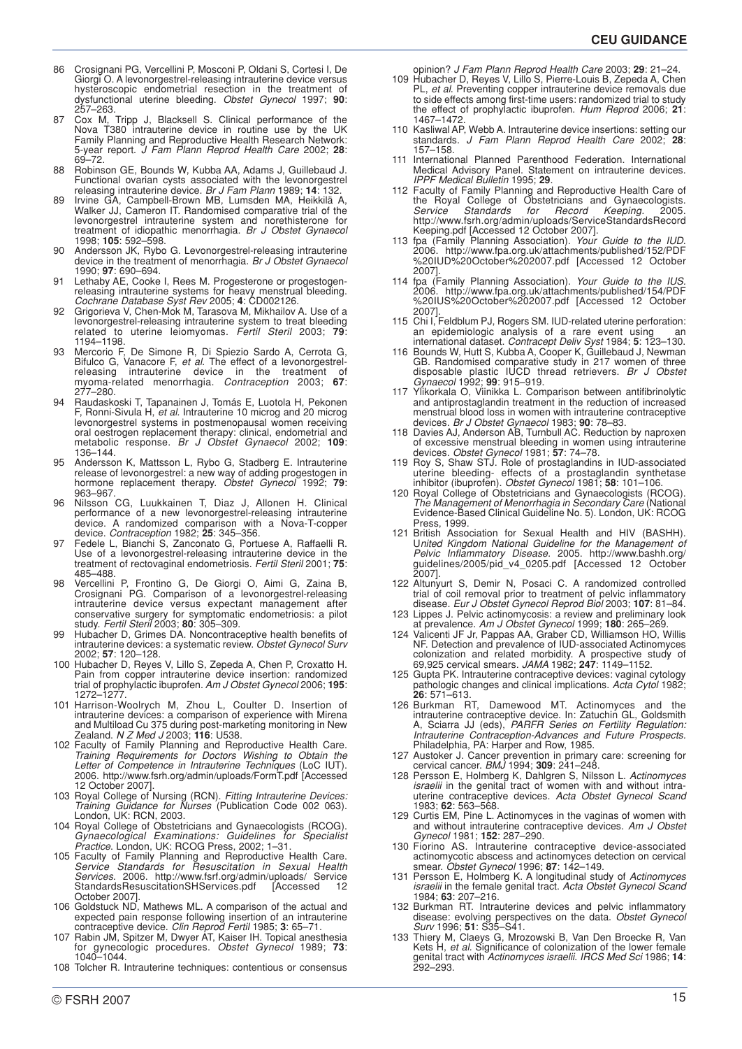86 Crosignani PG, Vercellini P, Mosconi P, Oldani S, Cortesi I, De Giorgi O. A levonorgestrel-releasing intrauterine device versus hysteroscopic endometrial resection in the treatment of dysfunctional uterine bleeding. *Obstet Gynecol* 1997; **90**: 257–263.

87 Cox M, Tripp J, Blacksell S. Clinical performance of the Nova T380 intrauterine device in routine use by the UK Family Planning and Reproductive Health Research Network: 5-year report. *J Fam Plann Reprod Health Care* 2002; **28**: 69–72.

88 Robinson GE, Bounds W, Kubba AA, Adams J, Guillebaud J. Functional ovarian cysts associated with the levonorgestrel releasing intrauterine device. *Br J Fam Plann* 1989; **14**: 132.

89 Irvine GA, Campbell-Brown MB, Lumsden MA, Heikkilä A, Walker JJ, Cameron IT. Randomised comparative trial of the levonorgestrel intrauterine system and norethisterone for treatment of idiopathic menorrhagia. *Br J Obstet Gynaecol* 1998; **105**: 592–598.

90 Andersson JK, Rybo G. Levonorgestrel-releasing intrauterine device in the treatment of menorrhagia. *Br J Obstet Gynaecol* 1990; **97**: 690–694.

91 Lethaby AE, Cooke I, Rees M. Progesterone or progestogen-releasing intrauterine systems for heavy menstrual bleeding. *Cochrane Database Syst Rev* 2005; **4**: CD002126.

92 Grigorieva V, Chen-Mok M, Tarasova M, Mikhailov A. Use of a levonorgestrel-releasing intrauterine system to treat bleeding related to uterine leiomyomas. *Fertil Steril* 2003; **79**: 1194–1198.

93 Mercorio F, De Simone R, Di Spiezio Sardo A, Cerrota G, Bifulco G, Vanacore F, *et al*. The effect of a levonorgestrel-releasing intrauterine device in the treatment of myoma-related menorrhagia. *Contraception* 2003; **67**: 277–280.

94 Raudaskoski T, Tapanainen J, Tomás E, Luotola H, Pekonen F, Ronni-Sivula H, *et al*. Intrauterine 10 microg and 20 microg levonorgestrel systems in postmenopausal women receiving oral oestrogen replacement therapy: clinical, endometrial and metabolic response. *Br J Obstet Gynaecol* 2002; **109**: 136–144.

95 Andersson K, Mattsson L, Rybo G, Stadberg E. Intrauterine release of levonorgestrel: a new way of adding progestogen in hormone replacement therapy. *Obstet Gynecol* 1992; **79**: 963–967.

96 Nilsson CG, Luukkainen T, Diaz J, Allonen H. Clinical performance of a new levonorgestrel-releasing intrauterine device. A randomized comparison with a Nova-T-copper device. *Contraception* 1982; **25**: 345–356.

97 Fedele L, Bianchi S, Zanconato G, Portuese A, Raffaelli R. Use of a levonorgestrel-releasing intrauterine device in the treatment of rectovaginal endometriosis. *Fertil Steril* 2001; **75**: 485–488.

98 Vercellini P, Frontino G, De Giorgi O, Aimi G, Zaina B, Crosignani PG. Comparison of a levonorgestrel-releasing intrauterine device versus expectant management after conservative surgery for symptomatic endometriosis: a pilot study. *Fertil Steril* 2003; **80**: 305–309.

99 Hubacher D, Grimes DA. Noncontraceptive health benefits of intrauterine devices: a systematic review. *Obstet Gynecol Surv* 2002; **57**: 120–128.

100 Hubacher D, Reyes V, Lillo S, Zepeda A, Chen P, Croxatto H. Pain from copper intrauterine device insertion: randomized trial of prophylactic ibuprofen. *Am J Obstet Gynecol* 2006; **195**: 1272–1277.

101 Harrison-Woolrych M, Zhou L, Coulter D. Insertion of intrauterine devices: a comparison of experience with Mirena and Multiload Cu 375 during post-marketing monitoring in New Zealand. *N Z Med J* 2003; **116**: U538.

102 Faculty of Family Planning and Reproductive Health Care. *Training Requirements for Doctors Wishing to Obtain the Letter of Competence in Intrauterine Techniques* (LoC IUT). 2006. http://www.fsrh.org/admin/uploads/FormT.pdf [Accessed 12 October 2007].

103 Royal College of Nursing (RCN). *Fitting Intrauterine Devices: Training Guidance for Nurses* (Publication Code 002 063). London, UK: RCN, 2003.

104 Royal College of Obstetricians and Gynaecologists (RCOG). *Gynaecological Examinations: Guidelines for Specialist Practice*. London, UK: RCOG Press, 2002; 1–31.

105 Faculty of Family Planning and Reproductive Health Care. *Service Standards for Resuscitation in Sexual Health Services*. 2006. http://www.fsrf.org/admin/uploads/ Service StandardsResuscitationSHServices.pdf [Accessed 12 October 2007].

106 Goldstuck ND, Mathews ML. A comparison of the actual and expected pain response following insertion of an intrauterine contraceptive device. *Clin Reprod Fertil* 1985; **3**: 65–71.

107 Rabin JM, Spitzer M, Dwyer AT, Kaiser IH. Topical anesthesia for gynecologic procedures. *Obstet Gynecol* 1989; **73**: 1040–1044.

108 Tolcher R. Intrauterine techniques: contentious or consensus opinion? *J Fam Plann Reprod Health Care* 2003; **29**: 21–24.

109 Hubacher D, Reyes V, Lillo S, Pierre-Louis B, Zepeda A, Chen PL, *et al*. Preventing copper intrauterine device removals due to side effects among first-time users: randomized trial to study the effect of prophylactic ibuprofen. *Hum Reprod* 2006; **21**: 1467–1472.

110 Kasliwal AP, Webb A. Intrauterine device insertions: setting our standards. *J Fam Plann Reprod Health Care* 2002; **28**: 157–158.

111 International Planned Parenthood Federation. International Medical Advisory Panel. Statement on intrauterine devices. *IPPF Medical Bulletin* 1995; **29**.

112 Faculty of Family Planning and Reproductive Health Care of the Royal College of Obstetricians and Gynaecologists. *Service Standards for Record Keeping*. 2005. http://www.fsrh.org/admin/uploads/ServiceStandardsRecord Keeping.pdf [Accessed 12 October 2007].

113 fpa (Family Planning Association). *Your Guide to the IUD*. 2006. http://www.fpa.org.uk/attachments/published/152/PDF %20IUD%20October%202007.pdf [Accessed 12 October 2007].

114 fpa (Family Planning Association). *Your Guide to the IUS*. 2006. http://www.fpa.org.uk/attachments/published/154/PDF %20IUS%20October%202007.pdf [Accessed 12 October 2007].

115 Chi I, Feldblum PJ, Rogers SM. IUD-related uterine perforation: an epidemiologic analysis of a rare event using an international dataset. *Contracept Deliv Syst* 1984; **5**: 123–130.

116 Bounds W, Hutt S, Kubba A, Cooper K, Guillebaud J, Newman GB. Randomised comparative study in 217 women of three disposable plastic IUCD thread retrievers. *Br J Obstet Gynaecol* 1992; **99**: 915–919.

117 Ylikorkala O, Viinikka L. Comparison between antifibrinolytic and antiprostaglandin treatment in the reduction of increased menstrual blood loss in women with intrauterine contraceptive devices. *Br J Obstet Gynaecol* 1983; **90**: 78–83.

118 Davies AJ, Anderson AB, Turnbull AC. Reduction by naproxen of excessive menstrual bleeding in women using intrauterine devices. *Obstet Gynecol* 1981; **57**: 74–78.

119 Roy S, Shaw STJ. Role of prostaglandins in IUD-associated uterine bleeding- effects of a prostaglandin synthetase inhibitor (ibuprofen). *Obstet Gynecol* 1981; **58**: 101–106.

120 Royal College of Obstetricians and Gynaecologists (RCOG). *The Management of Menorrhagia in Secondary Care* (National Evidence-Based Clinical Guideline No. 5). London, UK: RCOG Press, 1999.

121 British Association for Sexual Health and HIV (BASHH). *United Kingdom National Guideline for the Management of Pelvic Inflammatory Disease*. 2005. http://www.bashh.org/ guidelines/2005/pid_v4_0205.pdf [Accessed 12 October 2007].

122 Altunyurt S, Demir N, Posaci C. A randomized controlled trial of coil removal prior to treatment of pelvic inflammatory disease. *Eur J Obstet Gynecol Reprod Biol* 2003; **107**: 81–84.

123 Lippes J. Pelvic actinomycosis: a review and preliminary look at prevalence. *Am J Obstet Gynecol* 1999; **180**: 265–269.

124 Valicenti JF Jr, Pappas AA, Graber CD, Williamson HO, Willis NF. Detection and prevalence of IUD-associated Actinomyces colonization and related morbidity. A prospective study of 69,925 cervical smears. *JAMA* 1982; **247**: 1149–1152.

125 Gupta PK. Intrauterine contraceptive devices: vaginal cytology pathologic changes and clinical implications. *Acta Cytol* 1982; **26**: 571–613.

126 Burkman RT, Damewood MT. Actinomyces and the intrauterine contraceptive device. In: Zatuchin GL, Goldsmith A, Sciarra JJ (eds), *PARFR Series on Fertility Regulation: Intrauterine Contraception-Advances and Future Prospects*. Philadelphia, PA: Harper and Row, 1985.

127 Austoker J. Cancer prevention in primary care: screening for cervical cancer. *BMJ* 1994; **309**: 241–248.

128 Persson E, Holmberg K, Dahlgren S, Nilsson L. *Actinomyces israelii* in the genital tract of women with and without intra-uterine contraceptive devices. *Acta Obstet Gynecol Scand* 1983; **62**: 563–568.

129 Curtis EM, Pine L. Actinomyces in the vaginas of women with and without intrauterine contraceptive devices. *Am J Obstet Gynecol* 1981; **152**: 287–290.

130 Fiorino AS. Intrauterine contraceptive device-associated actinomycotic abscess and actinomyces detection on cervical smear. *Obstet Gynecol* 1996; **87**: 142–149.

131 Persson E, Holmberg K. A longitudinal study of *Actinomyces israelii* in the female genital tract. *Acta Obstet Gynecol Scand* 1984; **63**: 207–216.

132 Burkman RT. Intrauterine devices and pelvic inflammatory disease: evolving perspectives on the data. *Obstet Gynecol Surv* 1996; **51**: S35–S41.

133 Thiery M, Claeys G, Mrozowski B, Van Den Broecke R, Van Kets H, *et al*. Significance of colonization of the lower female genital tract with *Actinomyces israelii*. *IRCS Med Sci* 1986; **14**: 292–293.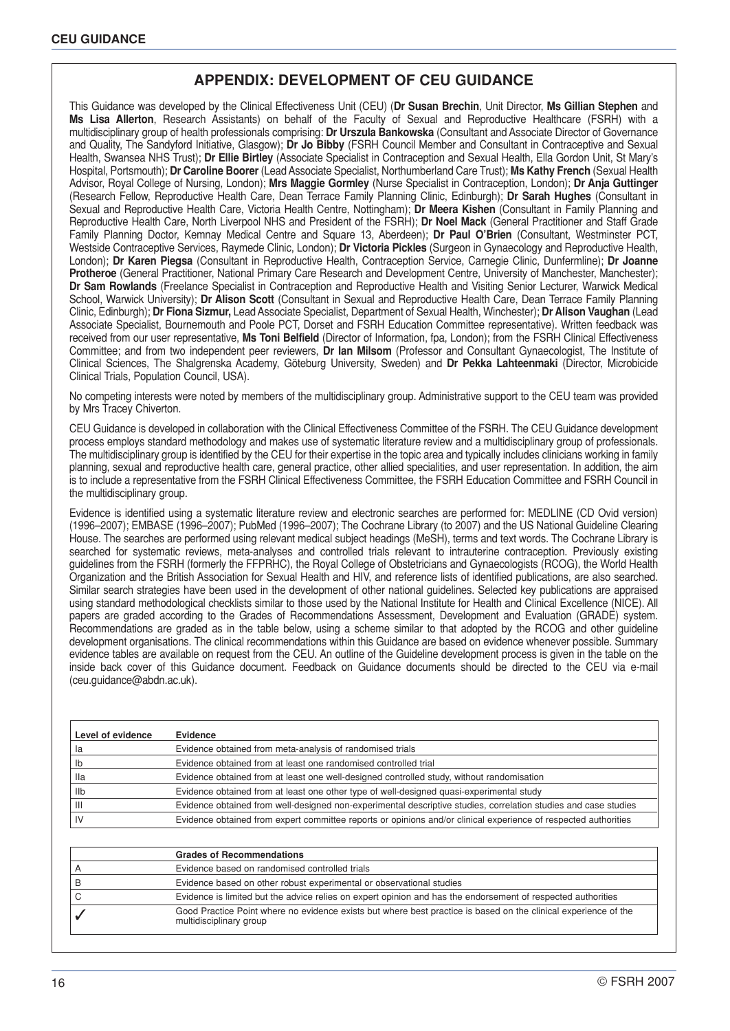## APPENDIX: DEVELOPMENT OF CEU GUIDANCE

This Guidance was developed by the Clinical Effectiveness Unit (CEU) (**Dr Susan Brechin**, Unit Director, **Ms Gillian Stephen** and **Ms Lisa Allerton**, Research Assistants) on behalf of the Faculty of Sexual and Reproductive Healthcare (FSRH) with a multidisciplinary group of health professionals comprising: **Dr Urszula Bankowska** (Consultant and Associate Director of Governance and Quality, The Sandyford Initiative, Glasgow); **Dr Jo Bibby** (FSRH Council Member and Consultant in Contraceptive and Sexual Health, Swansea NHS Trust); **Dr Ellie Birtley** (Associate Specialist in Contraception and Sexual Health, Ella Gordon Unit, St Mary's Hospital, Portsmouth); **Dr Caroline Boorer** (Lead Associate Specialist, Northumberland Care Trust); **Ms Kathy French** (Sexual Health Advisor, Royal College of Nursing, London); **Mrs Maggie Gormley** (Nurse Specialist in Contraception, London); **Dr Anja Guttinger** (Research Fellow, Reproductive Health Care, Dean Terrace Family Planning Clinic, Edinburgh); **Dr Sarah Hughes** (Consultant in Sexual and Reproductive Health Care, Victoria Health Centre, Nottingham); **Dr Meera Kishen** (Consultant in Family Planning and Reproductive Health Care, North Liverpool NHS and President of the FSRH); **Dr Noel Mack** (General Practitioner and Staff Grade Family Planning Doctor, Kemnay Medical Centre and Square 13, Aberdeen); **Dr Paul O'Brien** (Consultant, Westminster PCT, Westside Contraceptive Services, Raymede Clinic, London); **Dr Victoria Pickles** (Surgeon in Gynaecology and Reproductive Health, London); **Dr Karen Piegsa** (Consultant in Reproductive Health, Contraception Service, Carnegie Clinic, Dunfermline); **Dr Joanne Protheroe** (General Practitioner, National Primary Care Research and Development Centre, University of Manchester, Manchester); **Dr Sam Rowlands** (Freelance Specialist in Contraception and Reproductive Health and Visiting Senior Lecturer, Warwick Medical School, Warwick University); **Dr Alison Scott** (Consultant in Sexual and Reproductive Health Care, Dean Terrace Family Planning Clinic, Edinburgh); **Dr Fiona Sizmur,** Lead Associate Specialist, Department of Sexual Health, Winchester); **Dr Alison Vaughan** (Lead Associate Specialist, Bournemouth and Poole PCT, Dorset and FSRH Education Committee representative). Written feedback was received from our user representative, **Ms Toni Belfield** (Director of Information, fpa, London); from the FSRH Clinical Effectiveness Committee; and from two independent peer reviewers, **Dr Ian Milsom** (Professor and Consultant Gynaecologist, The Institute of Clinical Sciences, The Shalgrenska Academy, Göteburg University, Sweden) and **Dr Pekka Lahteenmaki** (Director, Microbicide Clinical Trials, Population Council, USA).

No competing interests were noted by members of the multidisciplinary group. Administrative support to the CEU team was provided by Mrs Tracey Chiverton.

CEU Guidance is developed in collaboration with the Clinical Effectiveness Committee of the FSRH. The CEU Guidance development process employs standard methodology and makes use of systematic literature review and a multidisciplinary group of professionals. The multidisciplinary group is identified by the CEU for their expertise in the topic area and typically includes clinicians working in family planning, sexual and reproductive health care, general practice, other allied specialities, and user representation. In addition, the aim is to include a representative from the FSRH Clinical Effectiveness Committee, the FSRH Education Committee and FSRH Council in the multidisciplinary group.

Evidence is identified using a systematic literature review and electronic searches are performed for: MEDLINE (CD Ovid version) (1996–2007); EMBASE (1996–2007); PubMed (1996–2007); The Cochrane Library (to 2007) and the US National Guideline Clearing House. The searches are performed using relevant medical subject headings (MeSH), terms and text words. The Cochrane Library is searched for systematic reviews, meta-analyses and controlled trials relevant to intrauterine contraception. Previously existing guidelines from the FSRH (formerly the FFPRHC), the Royal College of Obstetricians and Gynaecologists (RCOG), the World Health Organization and the British Association for Sexual Health and HIV, and reference lists of identified publications, are also searched. Similar search strategies have been used in the development of other national guidelines. Selected key publications are appraised using standard methodological checklists similar to those used by the National Institute for Health and Clinical Excellence (NICE). All papers are graded according to the Grades of Recommendations Assessment, Development and Evaluation (GRADE) system. Recommendations are graded as in the table below, using a scheme similar to that adopted by the RCOG and other guideline development organisations. The clinical recommendations within this Guidance are based on evidence whenever possible. Summary evidence tables are available on request from the CEU. An outline of the Guideline development process is given in the table on the inside back cover of this Guidance document. Feedback on Guidance documents should be directed to the CEU via e-mail (ceu.guidance@abdn.ac.uk).

| Level of evidence | Evidence |
|---|---|
| Ia | Evidence obtained from meta-analysis of randomised trials |
| Ib | Evidence obtained from at least one randomised controlled trial |
| IIa | Evidence obtained from at least one well-designed controlled study, without randomisation |
| IIb | Evidence obtained from at least one other type of well-designed quasi-experimental study |
| III | Evidence obtained from well-designed non-experimental descriptive studies, correlation studies and case studies |
| IV | Evidence obtained from expert committee reports or opinions and/or clinical experience of respected authorities |

| | Grades of Recommendations |
|---|---|
| A | Evidence based on randomised controlled trials |
| B | Evidence based on other robust experimental or observational studies |
| C | Evidence is limited but the advice relies on expert opinion and has the endorsement of respected authorities |
| ✓ | Good Practice Point where no evidence exists but where best practice is based on the clinical experience of the multidisciplinary group |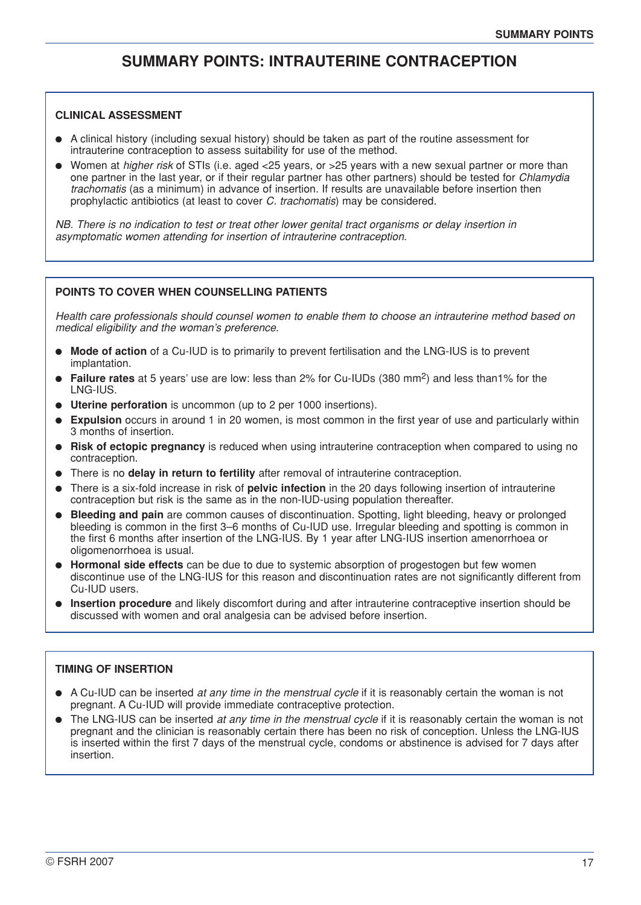# SUMMARY POINTS: INTRAUTERINE CONTRACEPTION

**CLINICAL ASSESSMENT**

- A clinical history (including sexual history) should be taken as part of the routine assessment for intrauterine contraception to assess suitability for use of the method.
- Women at *higher risk* of STIs (i.e. aged <25 years, or >25 years with a new sexual partner or more than one partner in the last year, or if their regular partner has other partners) should be tested for *Chlamydia trachomatis* (as a minimum) in advance of insertion. If results are unavailable before insertion then prophylactic antibiotics (at least to cover *C. trachomatis*) may be considered.

*NB. There is no indication to test or treat other lower genital tract organisms or delay insertion in asymptomatic women attending for insertion of intrauterine contraception.*

**POINTS TO COVER WHEN COUNSELLING PATIENTS**

*Health care professionals should counsel women to enable them to choose an intrauterine method based on medical eligibility and the woman's preference.*

- **Mode of action** of a Cu-IUD is to primarily to prevent fertilisation and the LNG-IUS is to prevent implantation.
- **Failure rates** at 5 years' use are low: less than 2% for Cu-IUDs (380 $mm^2$) and less than1% for the LNG-IUS.
- **Uterine perforation** is uncommon (up to 2 per 1000 insertions).
- **Expulsion** occurs in around 1 in 20 women, is most common in the first year of use and particularly within 3 months of insertion.
- **Risk of ectopic pregnancy** is reduced when using intrauterine contraception when compared to using no contraception.
- There is no **delay in return to fertility** after removal of intrauterine contraception.
- There is a six-fold increase in risk of **pelvic infection** in the 20 days following insertion of intrauterine contraception but risk is the same as in the non-IUD-using population thereafter.
- **Bleeding and pain** are common causes of discontinuation. Spotting, light bleeding, heavy or prolonged bleeding is common in the first 3–6 months of Cu-IUD use. Irregular bleeding and spotting is common in the first 6 months after insertion of the LNG-IUS. By 1 year after LNG-IUS insertion amenorrhoea or oligomenorrhoea is usual.
- **Hormonal side effects** can be due to due to systemic absorption of progestogen but few women discontinue use of the LNG-IUS for this reason and discontinuation rates are not significantly different from Cu-IUD users.
- **Insertion procedure** and likely discomfort during and after intrauterine contraceptive insertion should be discussed with women and oral analgesia can be advised before insertion.

**TIMING OF INSERTION**

- A Cu-IUD can be inserted *at any time in the menstrual cycle* if it is reasonably certain the woman is not pregnant. A Cu-IUD will provide immediate contraceptive protection.
- The LNG-IUS can be inserted *at any time in the menstrual cycle* if it is reasonably certain the woman is not pregnant and the clinician is reasonably certain there has been no risk of conception. Unless the LNG-IUS is inserted within the first 7 days of the menstrual cycle, condoms or abstinence is advised for 7 days after insertion.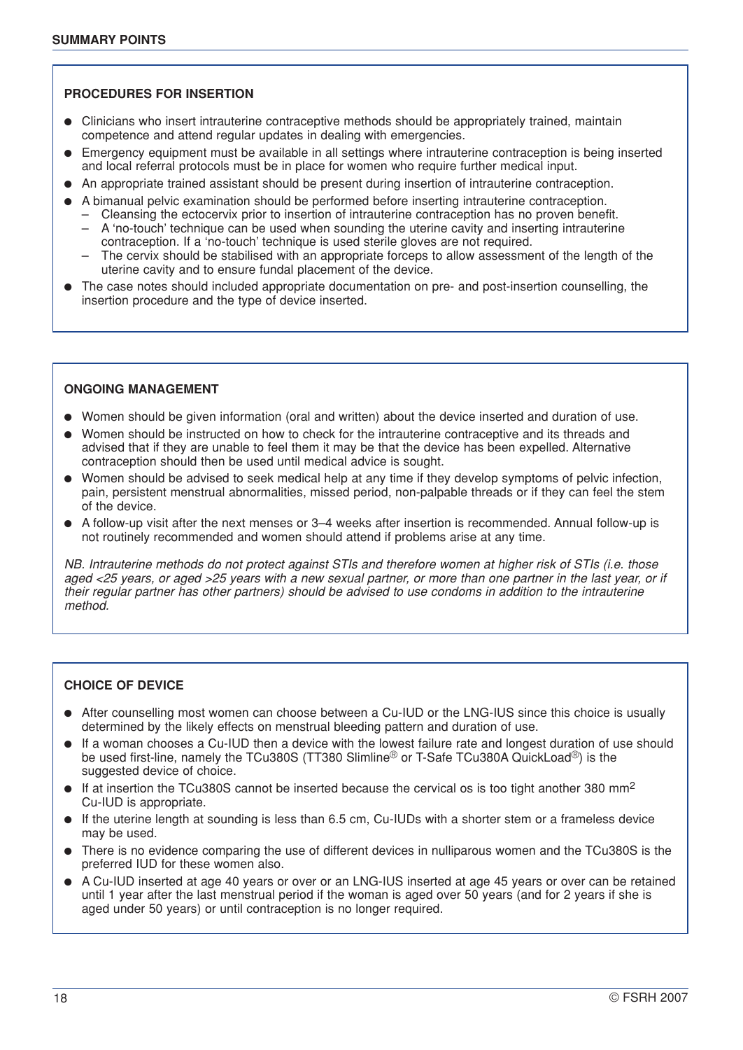## SUMMARY POINTS

### PROCEDURES FOR INSERTION

- Clinicians who insert intrauterine contraceptive methods should be appropriately trained, maintain competence and attend regular updates in dealing with emergencies.
- Emergency equipment must be available in all settings where intrauterine contraception is being inserted and local referral protocols must be in place for women who require further medical input.
- An appropriate trained assistant should be present during insertion of intrauterine contraception.
- A bimanual pelvic examination should be performed before inserting intrauterine contraception.
  - Cleansing the ectocervix prior to insertion of intrauterine contraception has no proven benefit.
  - A 'no-touch' technique can be used when sounding the uterine cavity and inserting intrauterine contraception. If a 'no-touch' technique is used sterile gloves are not required.
  - The cervix should be stabilised with an appropriate forceps to allow assessment of the length of the uterine cavity and to ensure fundal placement of the device.
- The case notes should included appropriate documentation on pre- and post-insertion counselling, the insertion procedure and the type of device inserted.

### ONGOING MANAGEMENT

- Women should be given information (oral and written) about the device inserted and duration of use.
- Women should be instructed on how to check for the intrauterine contraceptive and its threads and advised that if they are unable to feel them it may be that the device has been expelled. Alternative contraception should then be used until medical advice is sought.
- Women should be advised to seek medical help at any time if they develop symptoms of pelvic infection, pain, persistent menstrual abnormalities, missed period, non-palpable threads or if they can feel the stem of the device.
- A follow-up visit after the next menses or 3–4 weeks after insertion is recommended. Annual follow-up is not routinely recommended and women should attend if problems arise at any time.

*NB. Intrauterine methods do not protect against STIs and therefore women at higher risk of STIs (i.e. those aged <25 years, or aged >25 years with a new sexual partner, or more than one partner in the last year, or if their regular partner has other partners) should be advised to use condoms in addition to the intrauterine method.*

### CHOICE OF DEVICE

- After counselling most women can choose between a Cu-IUD or the LNG-IUS since this choice is usually determined by the likely effects on menstrual bleeding pattern and duration of use.
- If a woman chooses a Cu-IUD then a device with the lowest failure rate and longest duration of use should be used first-line, namely the TCu380S (TT380 Slimline® or T-Safe TCu380A QuickLoad®) is the suggested device of choice.
- If at insertion the TCu380S cannot be inserted because the cervical os is too tight another 380 $mm^2$ Cu-IUD is appropriate.
- If the uterine length at sounding is less than 6.5 cm, Cu-IUDs with a shorter stem or a frameless device may be used.
- There is no evidence comparing the use of different devices in nulliparous women and the TCu380S is the preferred IUD for these women also.
- A Cu-IUD inserted at age 40 years or over or an LNG-IUS inserted at age 45 years or over can be retained until 1 year after the last menstrual period if the woman is aged over 50 years (and for 2 years if she is aged under 50 years) or until contraception is no longer required.

© FSRH 2007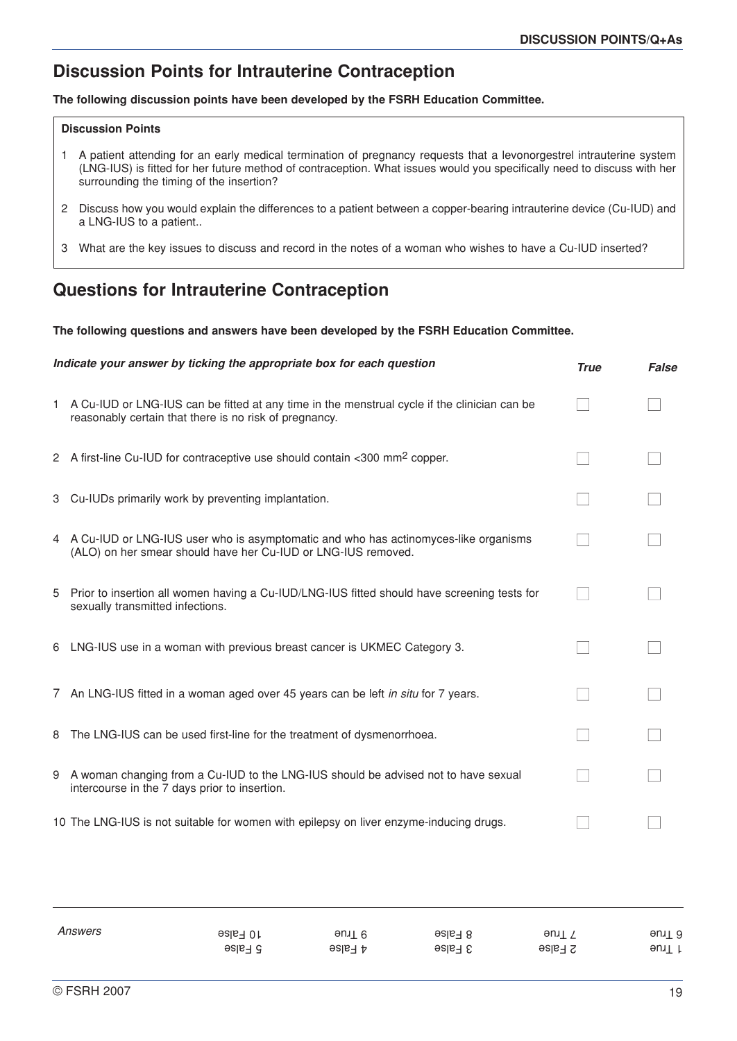## Discussion Points for Intrauterine Contraception

**The following discussion points have been developed by the FSRH Education Committee.**

**Discussion Points**

1. A patient attending for an early medical termination of pregnancy requests that a levonorgestrel intrauterine system (LNG-IUS) is fitted for her future method of contraception. What issues would you specifically need to discuss with her surrounding the timing of the insertion?
2. Discuss how you would explain the differences to a patient between a copper-bearing intrauterine device (Cu-IUD) and a LNG-IUS to a patient..
3. What are the key issues to discuss and record in the notes of a woman who wishes to have a Cu-IUD inserted?

## Questions for Intrauterine Contraception

**The following questions and answers have been developed by the FSRH Education Committee.**

***Indicate your answer by ticking the appropriate box for each question***

| | Question | *True* | *False* |
|---|---|---|---|
| 1 | A Cu-IUD or LNG-IUS can be fitted at any time in the menstrual cycle if the clinician can be reasonably certain that there is no risk of pregnancy. | ☐ | ☐ |
| 2 | A first-line Cu-IUD for contraceptive use should contain <300 mm$^2$ copper. | ☐ | ☐ |
| 3 | Cu-IUDs primarily work by preventing implantation. | ☐ | ☐ |
| 4 | A Cu-IUD or LNG-IUS user who is asymptomatic and who has actinomyces-like organisms (ALO) on her smear should have her Cu-IUD or LNG-IUS removed. | ☐ | ☐ |
| 5 | Prior to insertion all women having a Cu-IUD/LNG-IUS fitted should have screening tests for sexually transmitted infections. | ☐ | ☐ |
| 6 | LNG-IUS use in a woman with previous breast cancer is UKMEC Category 3. | ☐ | ☐ |
| 7 | An LNG-IUS fitted in a woman aged over 45 years can be left *in situ* for 7 years. | ☐ | ☐ |
| 8 | The LNG-IUS can be used first-line for the treatment of dysmenorrhoea. | ☐ | ☐ |
| 9 | A woman changing from a Cu-IUD to the LNG-IUS should be advised not to have sexual intercourse in the 7 days prior to insertion. | ☐ | ☐ |
| 10 | The LNG-IUS is not suitable for women with epilepsy on liver enzyme-inducing drugs. | ☐ | ☐ |

*Answers*

1 True, 2 False, 3 False, 4 False, 5 False, 6 True, 7 True, 8 False, 9 True, 10 False

© FSRH 2007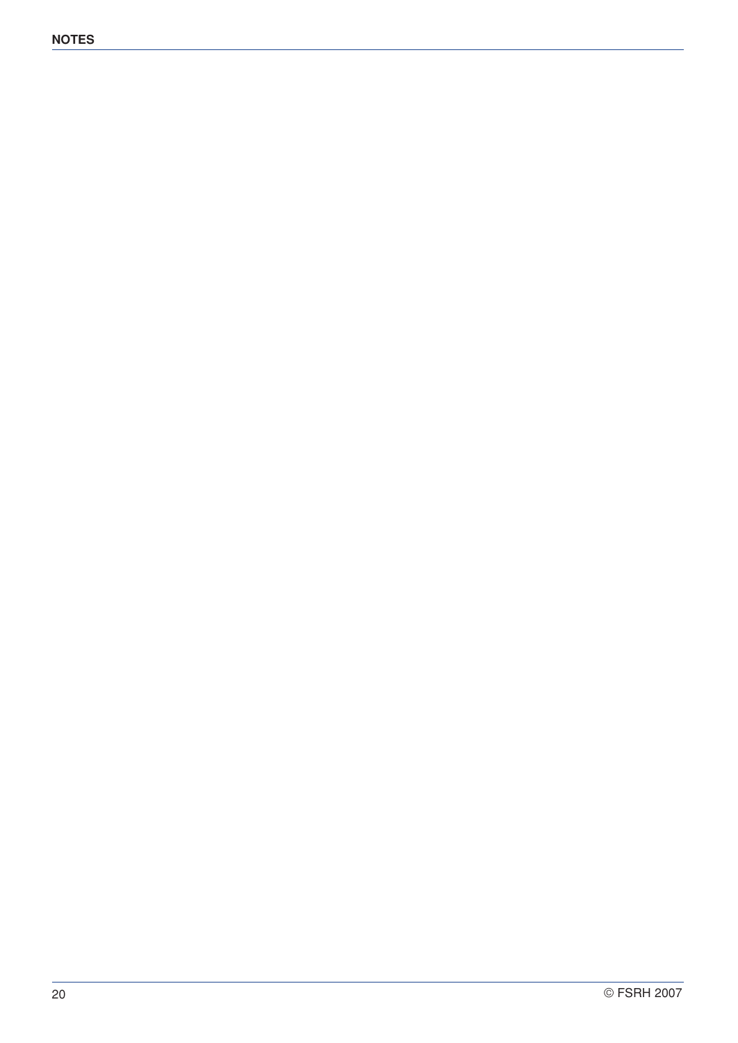**NOTES**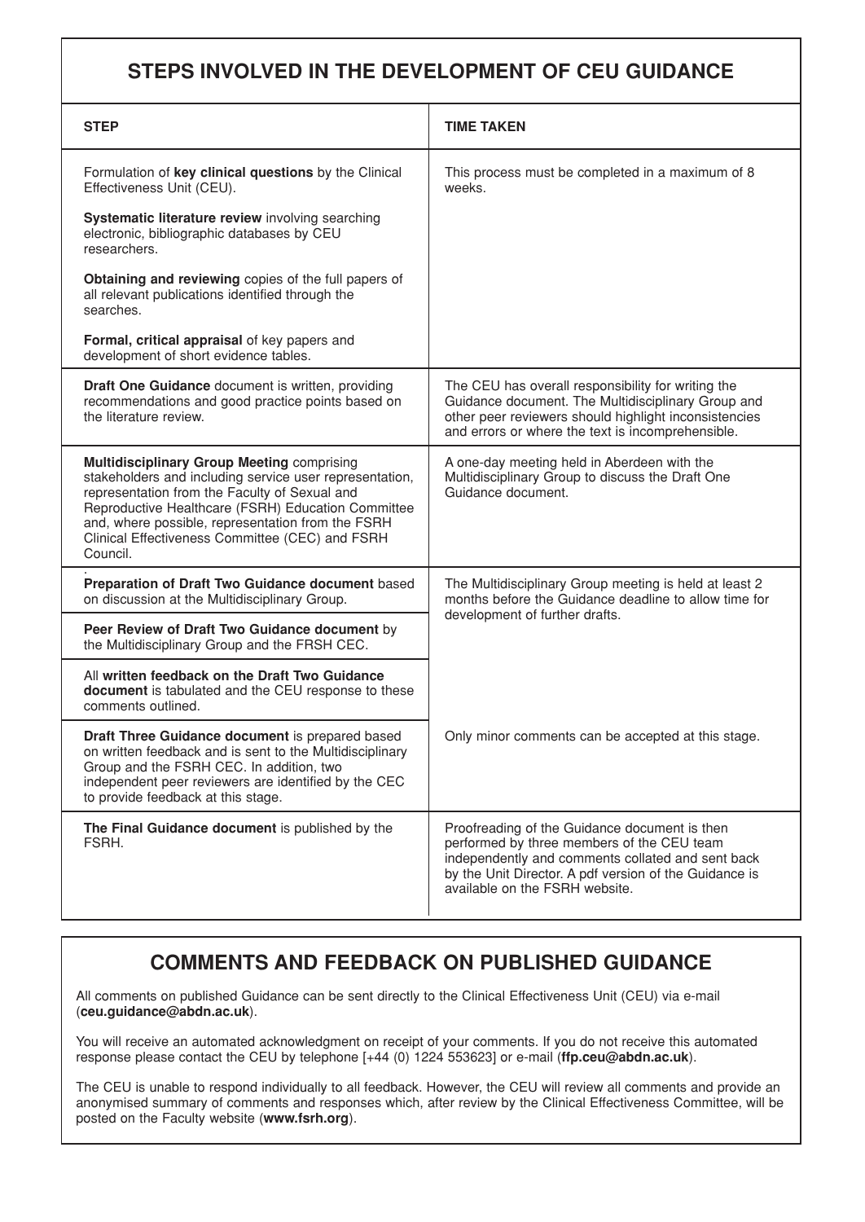## STEPS INVOLVED IN THE DEVELOPMENT OF CEU GUIDANCE

| STEP | TIME TAKEN |
|---|---|
| Formulation of **key clinical questions** by the Clinical Effectiveness Unit (CEU).<br><br>**Systematic literature review** involving searching electronic, bibliographic databases by CEU researchers.<br><br>**Obtaining and reviewing** copies of the full papers of all relevant publications identified through the searches.<br><br>**Formal, critical appraisal** of key papers and development of short evidence tables. | This process must be completed in a maximum of 8 weeks. |
| **Draft One Guidance** document is written, providing recommendations and good practice points based on the literature review. | The CEU has overall responsibility for writing the Guidance document. The Multidisciplinary Group and other peer reviewers should highlight inconsistencies and errors or where the text is incomprehensible. |
| **Multidisciplinary Group Meeting** comprising stakeholders and including service user representation, representation from the Faculty of Sexual and Reproductive Healthcare (FSRH) Education Committee and, where possible, representation from the FSRH Clinical Effectiveness Committee (CEC) and FSRH Council. | A one-day meeting held in Aberdeen with the Multidisciplinary Group to discuss the Draft One Guidance document. |
| **Preparation of Draft Two Guidance document** based on discussion at the Multidisciplinary Group. | The Multidisciplinary Group meeting is held at least 2 months before the Guidance deadline to allow time for development of further drafts. |
| **Peer Review of Draft Two Guidance document** by the Multidisciplinary Group and the FRSH CEC. | |
| All **written feedback on the Draft Two Guidance document** is tabulated and the CEU response to these comments outlined. | |
| **Draft Three Guidance document** is prepared based on written feedback and is sent to the Multidisciplinary Group and the FSRH CEC. In addition, two independent peer reviewers are identified by the CEC to provide feedback at this stage. | Only minor comments can be accepted at this stage. |
| **The Final Guidance document** is published by the FSRH. | Proofreading of the Guidance document is then performed by three members of the CEU team independently and comments collated and sent back by the Unit Director. A pdf version of the Guidance is available on the FSRH website. |

## COMMENTS AND FEEDBACK ON PUBLISHED GUIDANCE

All comments on published Guidance can be sent directly to the Clinical Effectiveness Unit (CEU) via e-mail (**ceu.guidance@abdn.ac.uk**).

You will receive an automated acknowledgment on receipt of your comments. If you do not receive this automated response please contact the CEU by telephone [+44 (0) 1224 553623] or e-mail (**ffp.ceu@abdn.ac.uk**).

The CEU is unable to respond individually to all feedback. However, the CEU will review all comments and provide an anonymised summary of comments and responses which, after review by the Clinical Effectiveness Committee, will be posted on the Faculty website (**www.fsrh.org**).